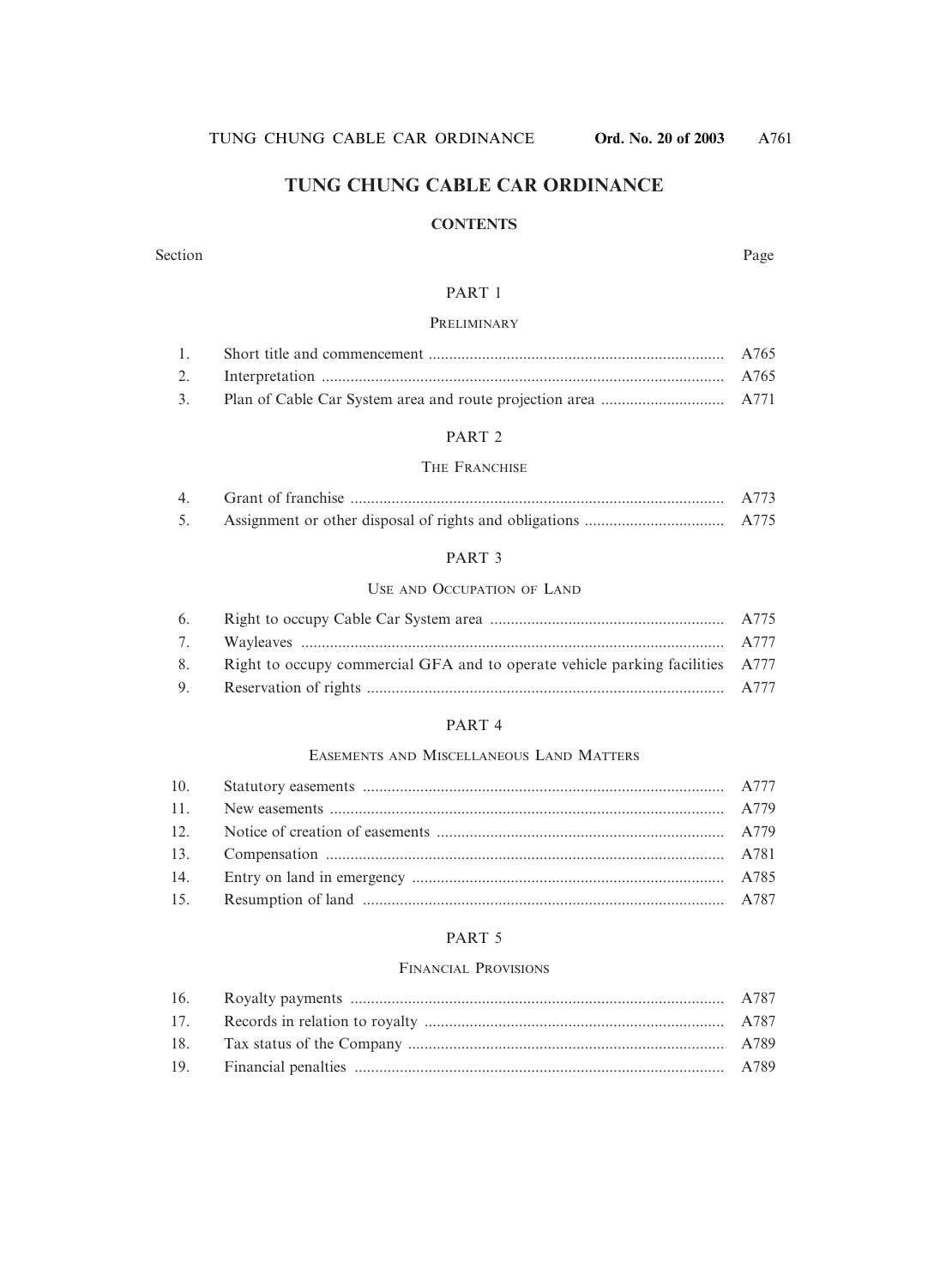# TUNG CHUNG CABLE CAR ORDINANCE

## CONTENTS

| Section | | Page |
|---|---|---|
| | **PART 1** | |
| | **PRELIMINARY** | |
| 1. | Short title and commencement | A765 |
| 2. | Interpretation | A765 |
| 3. | Plan of Cable Car System area and route projection area | A771 |
| | **PART 2** | |
| | **THE FRANCHISE** | |
| 4. | Grant of franchise | A773 |
| 5. | Assignment or other disposal of rights and obligations | A775 |
| | **PART 3** | |
| | **USE AND OCCUPATION OF LAND** | |
| 6. | Right to occupy Cable Car System area | A775 |
| 7. | Wayleaves | A777 |
| 8. | Right to occupy commercial GFA and to operate vehicle parking facilities | A777 |
| 9. | Reservation of rights | A777 |
| | **PART 4** | |
| | **EASEMENTS AND MISCELLANEOUS LAND MATTERS** | |
| 10. | Statutory easements | A777 |
| 11. | New easements | A779 |
| 12. | Notice of creation of easements | A779 |
| 13. | Compensation | A781 |
| 14. | Entry on land in emergency | A785 |
| 15. | Resumption of land | A787 |
| | **PART 5** | |
| | **FINANCIAL PROVISIONS** | |
| 16. | Royalty payments | A787 |
| 17. | Records in relation to royalty | A787 |
| 18. | Tax status of the Company | A789 |
| 19. | Financial penalties | A789 |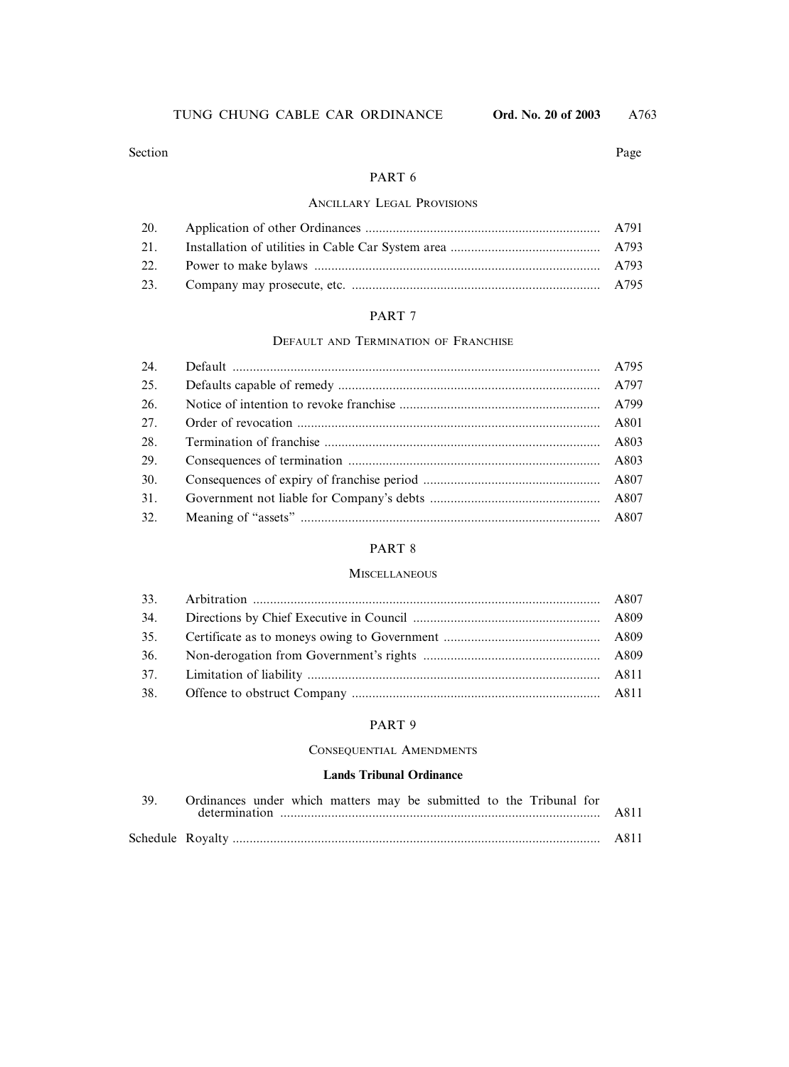| Section | | Page |
|---|---|---|

## PART 6

### ANCILLARY LEGAL PROVISIONS

| | | |
|---|---|---|
| 20. | Application of other Ordinances | A791 |
| 21. | Installation of utilities in Cable Car System area | A793 |
| 22. | Power to make bylaws | A793 |
| 23. | Company may prosecute, etc. | A795 |

## PART 7

### DEFAULT AND TERMINATION OF FRANCHISE

| | | |
|---|---|---|
| 24. | Default | A795 |
| 25. | Defaults capable of remedy | A797 |
| 26. | Notice of intention to revoke franchise | A799 |
| 27. | Order of revocation | A801 |
| 28. | Termination of franchise | A803 |
| 29. | Consequences of termination | A803 |
| 30. | Consequences of expiry of franchise period | A807 |
| 31. | Government not liable for Company's debts | A807 |
| 32. | Meaning of "assets" | A807 |

## PART 8

### MISCELLANEOUS

| | | |
|---|---|---|
| 33. | Arbitration | A807 |
| 34. | Directions by Chief Executive in Council | A809 |
| 35. | Certificate as to moneys owing to Government | A809 |
| 36. | Non-derogation from Government's rights | A809 |
| 37. | Limitation of liability | A811 |
| 38. | Offence to obstruct Company | A811 |

## PART 9

### CONSEQUENTIAL AMENDMENTS

**Lands Tribunal Ordinance**

| | | |
|---|---|---|
| 39. | Ordinances under which matters may be submitted to the Tribunal for determination | A811 |
| Schedule | Royalty | A811 |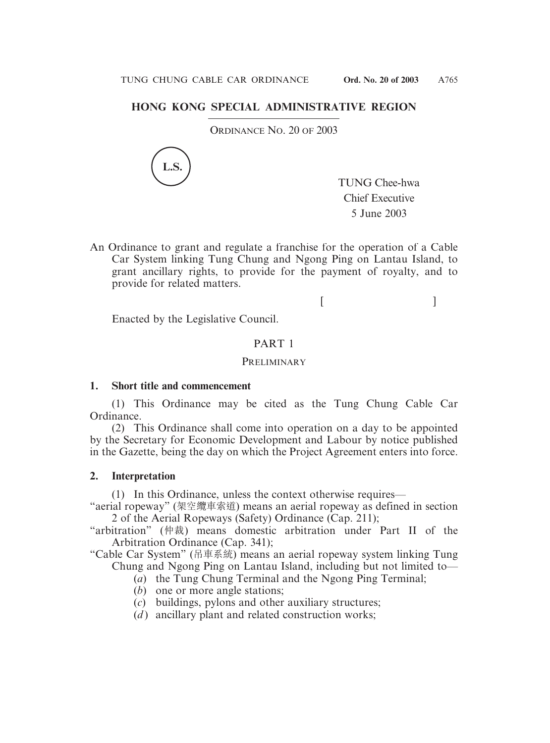## HONG KONG SPECIAL ADMINISTRATIVE REGION

ORDINANCE NO. 20 OF 2003

L.S.

TUNG Chee-hwa
Chief Executive
5 June 2003

An Ordinance to grant and regulate a franchise for the operation of a Cable Car System linking Tung Chung and Ngong Ping on Lantau Island, to grant ancillary rights, to provide for the payment of royalty, and to provide for related matters.

[ ]

Enacted by the Legislative Council.

## PART 1

### PRELIMINARY

**1. Short title and commencement**

(1) This Ordinance may be cited as the Tung Chung Cable Car Ordinance.

(2) This Ordinance shall come into operation on a day to be appointed by the Secretary for Economic Development and Labour by notice published in the Gazette, being the day on which the Project Agreement enters into force.

**2. Interpretation**

(1) In this Ordinance, unless the context otherwise requires—

"aerial ropeway" (架空纜車索道) means an aerial ropeway as defined in section 2 of the Aerial Ropeways (Safety) Ordinance (Cap. 211);

"arbitration" (仲裁) means domestic arbitration under Part II of the Arbitration Ordinance (Cap. 341);

"Cable Car System" (吊車系統) means an aerial ropeway system linking Tung Chung and Ngong Ping on Lantau Island, including but not limited to—

(*a*) the Tung Chung Terminal and the Ngong Ping Terminal;

(*b*) one or more angle stations;

(*c*) buildings, pylons and other auxiliary structures;

(*d*) ancillary plant and related construction works;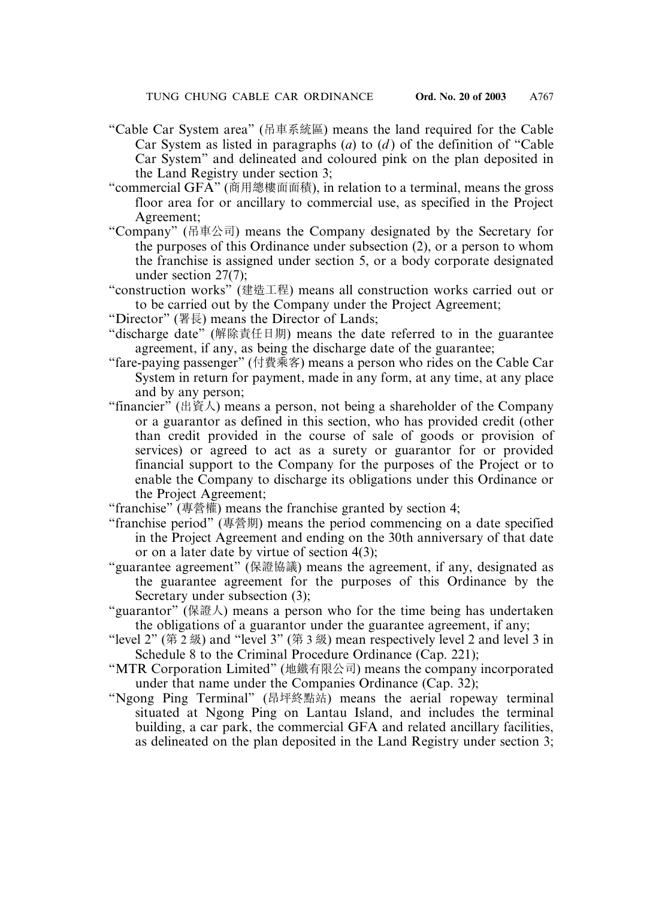"Cable Car System area" (吊車系統區) means the land required for the Cable Car System as listed in paragraphs (*a*) to (*d*) of the definition of "Cable Car System" and delineated and coloured pink on the plan deposited in the Land Registry under section 3;

"commercial GFA" (商用總樓面面積), in relation to a terminal, means the gross floor area for or ancillary to commercial use, as specified in the Project Agreement;

"Company" (吊車公司) means the Company designated by the Secretary for the purposes of this Ordinance under subsection (2), or a person to whom the franchise is assigned under section 5, or a body corporate designated under section 27(7);

"construction works" (建造工程) means all construction works carried out or to be carried out by the Company under the Project Agreement;

"Director" (署長) means the Director of Lands;

"discharge date" (解除責任日期) means the date referred to in the guarantee agreement, if any, as being the discharge date of the guarantee;

"fare-paying passenger" (付費乘客) means a person who rides on the Cable Car System in return for payment, made in any form, at any time, at any place and by any person;

"financier" (出資人) means a person, not being a shareholder of the Company or a guarantor as defined in this section, who has provided credit (other than credit provided in the course of sale of goods or provision of services) or agreed to act as a surety or guarantor for or provided financial support to the Company for the purposes of the Project or to enable the Company to discharge its obligations under this Ordinance or the Project Agreement;

"franchise" (專營權) means the franchise granted by section 4;

"franchise period" (專營期) means the period commencing on a date specified in the Project Agreement and ending on the 30th anniversary of that date or on a later date by virtue of section 4(3);

"guarantee agreement" (保證協議) means the agreement, if any, designated as the guarantee agreement for the purposes of this Ordinance by the Secretary under subsection (3);

"guarantor" (保證人) means a person who for the time being has undertaken the obligations of a guarantor under the guarantee agreement, if any;

"level 2" (第 2 級) and "level 3" (第 3 級) mean respectively level 2 and level 3 in Schedule 8 to the Criminal Procedure Ordinance (Cap. 221);

"MTR Corporation Limited" (地鐵有限公司) means the company incorporated under that name under the Companies Ordinance (Cap. 32);

"Ngong Ping Terminal" (昂坪終點站) means the aerial ropeway terminal situated at Ngong Ping on Lantau Island, and includes the terminal building, a car park, the commercial GFA and related ancillary facilities, as delineated on the plan deposited in the Land Registry under section 3;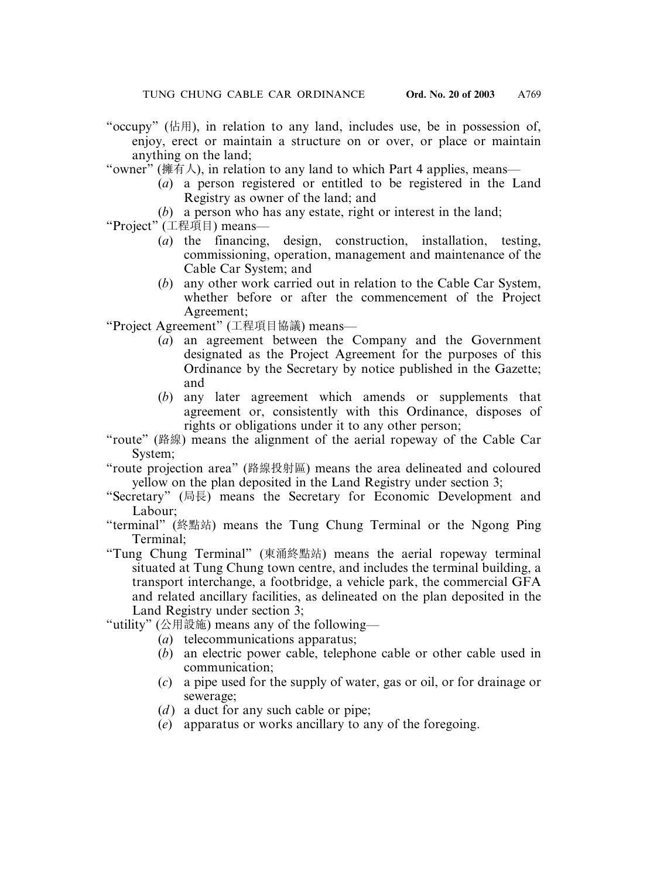"occupy" (佔用), in relation to any land, includes use, be in possession of, enjoy, erect or maintain a structure on or over, or place or maintain anything on the land;

"owner" (擁有人), in relation to any land to which Part 4 applies, means—

- (*a*) a person registered or entitled to be registered in the Land Registry as owner of the land; and
- (*b*) a person who has any estate, right or interest in the land;

"Project" (工程項目) means—

- (*a*) the financing, design, construction, installation, testing, commissioning, operation, management and maintenance of the Cable Car System; and
- (*b*) any other work carried out in relation to the Cable Car System, whether before or after the commencement of the Project Agreement;

"Project Agreement" (工程項目協議) means—

- (*a*) an agreement between the Company and the Government designated as the Project Agreement for the purposes of this Ordinance by the Secretary by notice published in the Gazette; and
- (*b*) any later agreement which amends or supplements that agreement or, consistently with this Ordinance, disposes of rights or obligations under it to any other person;

"route" (路線) means the alignment of the aerial ropeway of the Cable Car System;

"route projection area" (路線投射區) means the area delineated and coloured yellow on the plan deposited in the Land Registry under section 3;

"Secretary" (局長) means the Secretary for Economic Development and Labour;

"terminal" (終點站) means the Tung Chung Terminal or the Ngong Ping Terminal;

"Tung Chung Terminal" (東涌終點站) means the aerial ropeway terminal situated at Tung Chung town centre, and includes the terminal building, a transport interchange, a footbridge, a vehicle park, the commercial GFA and related ancillary facilities, as delineated on the plan deposited in the Land Registry under section 3;

"utility" (公用設施) means any of the following—

- (*a*) telecommunications apparatus;
- (*b*) an electric power cable, telephone cable or other cable used in communication;
- (*c*) a pipe used for the supply of water, gas or oil, or for drainage or sewerage;
- (*d*) a duct for any such cable or pipe;
- (*e*) apparatus or works ancillary to any of the foregoing.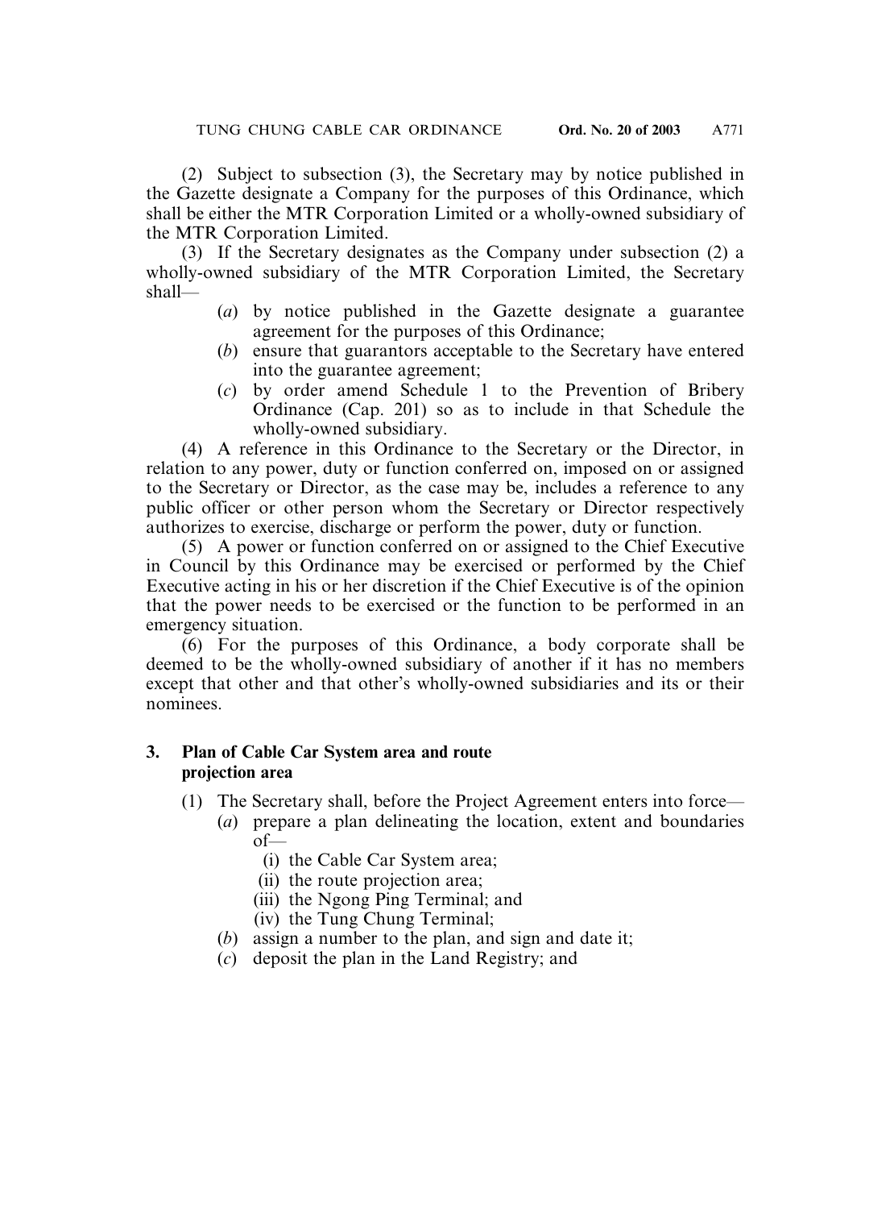(2) Subject to subsection (3), the Secretary may by notice published in the Gazette designate a Company for the purposes of this Ordinance, which shall be either the MTR Corporation Limited or a wholly-owned subsidiary of the MTR Corporation Limited.

(3) If the Secretary designates as the Company under subsection (2) a wholly-owned subsidiary of the MTR Corporation Limited, the Secretary shall—

(*a*) by notice published in the Gazette designate a guarantee agreement for the purposes of this Ordinance;

(*b*) ensure that guarantors acceptable to the Secretary have entered into the guarantee agreement;

(*c*) by order amend Schedule 1 to the Prevention of Bribery Ordinance (Cap. 201) so as to include in that Schedule the wholly-owned subsidiary.

(4) A reference in this Ordinance to the Secretary or the Director, in relation to any power, duty or function conferred on, imposed on or assigned to the Secretary or Director, as the case may be, includes a reference to any public officer or other person whom the Secretary or Director respectively authorizes to exercise, discharge or perform the power, duty or function.

(5) A power or function conferred on or assigned to the Chief Executive in Council by this Ordinance may be exercised or performed by the Chief Executive acting in his or her discretion if the Chief Executive is of the opinion that the power needs to be exercised or the function to be performed in an emergency situation.

(6) For the purposes of this Ordinance, a body corporate shall be deemed to be the wholly-owned subsidiary of another if it has no members except that other and that other's wholly-owned subsidiaries and its or their nominees.

### 3. Plan of Cable Car System area and route projection area

(1) The Secretary shall, before the Project Agreement enters into force—

(*a*) prepare a plan delineating the location, extent and boundaries of—

(i) the Cable Car System area;

(ii) the route projection area;

(iii) the Ngong Ping Terminal; and

(iv) the Tung Chung Terminal;

(*b*) assign a number to the plan, and sign and date it;

(*c*) deposit the plan in the Land Registry; and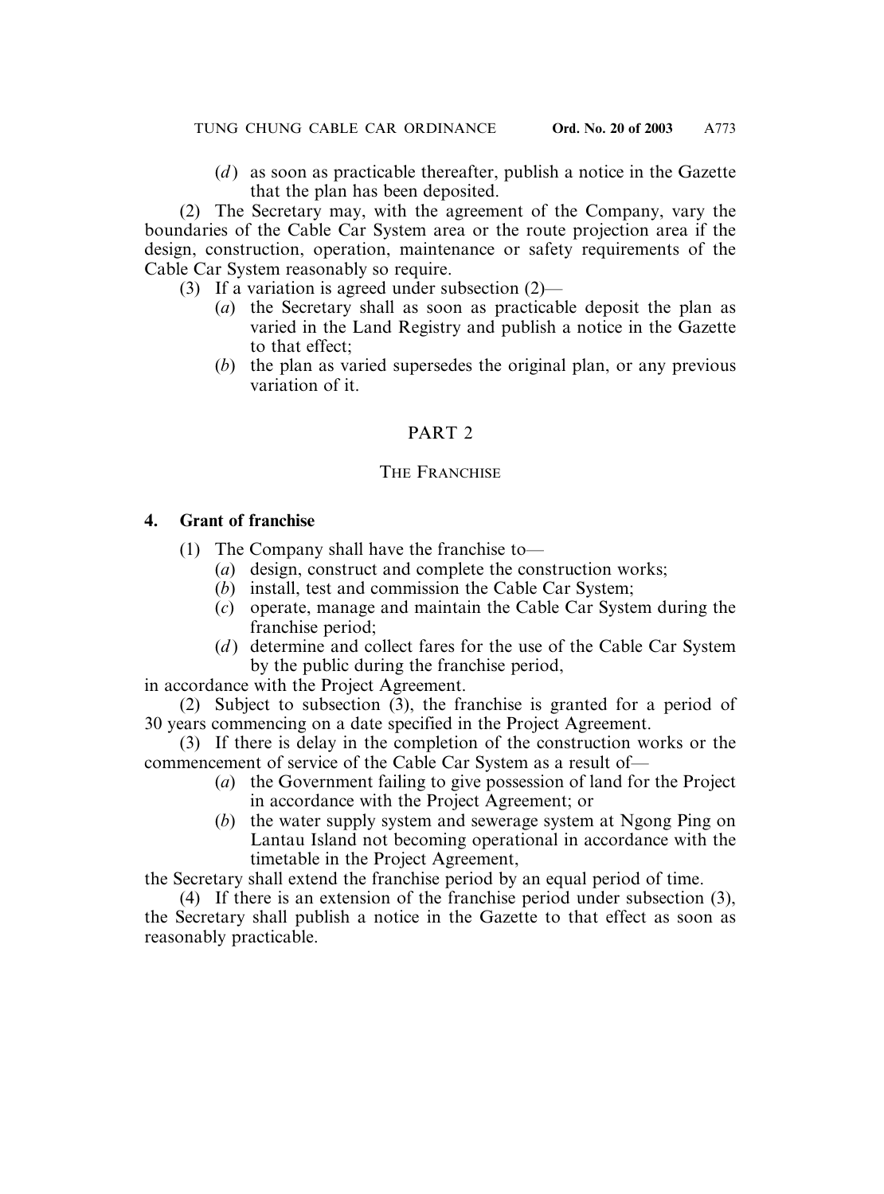(*d*) as soon as practicable thereafter, publish a notice in the Gazette that the plan has been deposited.

(2) The Secretary may, with the agreement of the Company, vary the boundaries of the Cable Car System area or the route projection area if the design, construction, operation, maintenance or safety requirements of the Cable Car System reasonably so require.

(3) If a variation is agreed under subsection (2)—

(*a*) the Secretary shall as soon as practicable deposit the plan as varied in the Land Registry and publish a notice in the Gazette to that effect;

(*b*) the plan as varied supersedes the original plan, or any previous variation of it.

## PART 2

## THE FRANCHISE

### 4. Grant of franchise

(1) The Company shall have the franchise to—

(*a*) design, construct and complete the construction works;

(*b*) install, test and commission the Cable Car System;

(*c*) operate, manage and maintain the Cable Car System during the franchise period;

(*d*) determine and collect fares for the use of the Cable Car System by the public during the franchise period,

in accordance with the Project Agreement.

(2) Subject to subsection (3), the franchise is granted for a period of 30 years commencing on a date specified in the Project Agreement.

(3) If there is delay in the completion of the construction works or the commencement of service of the Cable Car System as a result of—

(*a*) the Government failing to give possession of land for the Project in accordance with the Project Agreement; or

(*b*) the water supply system and sewerage system at Ngong Ping on Lantau Island not becoming operational in accordance with the timetable in the Project Agreement,

the Secretary shall extend the franchise period by an equal period of time.

(4) If there is an extension of the franchise period under subsection (3), the Secretary shall publish a notice in the Gazette to that effect as soon as reasonably practicable.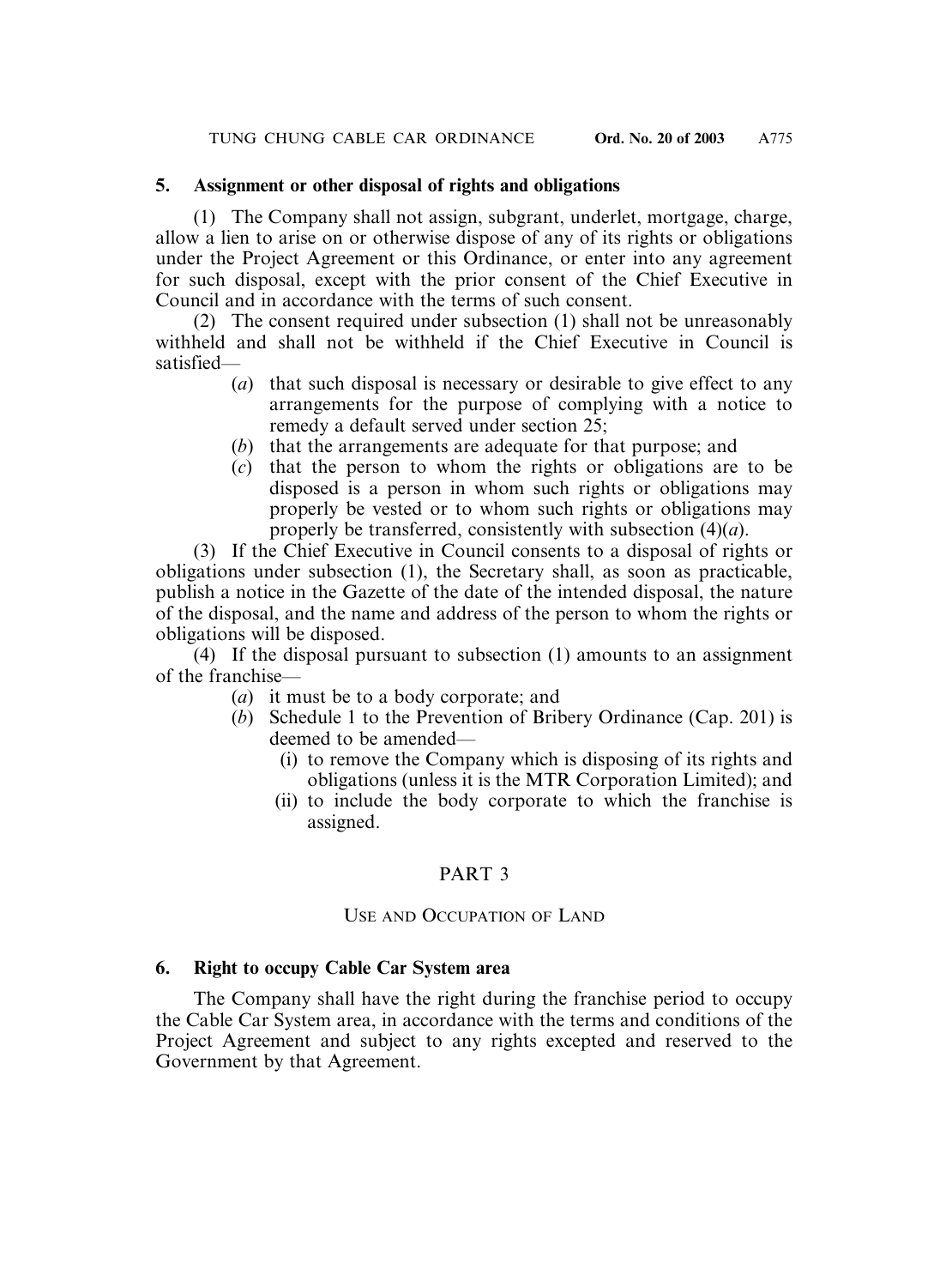### 5. Assignment or other disposal of rights and obligations

(1) The Company shall not assign, subgrant, underlet, mortgage, charge, allow a lien to arise on or otherwise dispose of any of its rights or obligations under the Project Agreement or this Ordinance, or enter into any agreement for such disposal, except with the prior consent of the Chief Executive in Council and in accordance with the terms of such consent.

(2) The consent required under subsection (1) shall not be unreasonably withheld and shall not be withheld if the Chief Executive in Council is satisfied—

- (*a*) that such disposal is necessary or desirable to give effect to any arrangements for the purpose of complying with a notice to remedy a default served under section 25;
- (*b*) that the arrangements are adequate for that purpose; and
- (*c*) that the person to whom the rights or obligations are to be disposed is a person in whom such rights or obligations may properly be vested or to whom such rights or obligations may properly be transferred, consistently with subsection (4)(*a*).

(3) If the Chief Executive in Council consents to a disposal of rights or obligations under subsection (1), the Secretary shall, as soon as practicable, publish a notice in the Gazette of the date of the intended disposal, the nature of the disposal, and the name and address of the person to whom the rights or obligations will be disposed.

(4) If the disposal pursuant to subsection (1) amounts to an assignment of the franchise—

- (*a*) it must be to a body corporate; and
- (*b*) Schedule 1 to the Prevention of Bribery Ordinance (Cap. 201) is deemed to be amended—
  - (i) to remove the Company which is disposing of its rights and obligations (unless it is the MTR Corporation Limited); and
  - (ii) to include the body corporate to which the franchise is assigned.

## PART 3

## USE AND OCCUPATION OF LAND

### 6. Right to occupy Cable Car System area

The Company shall have the right during the franchise period to occupy the Cable Car System area, in accordance with the terms and conditions of the Project Agreement and subject to any rights excepted and reserved to the Government by that Agreement.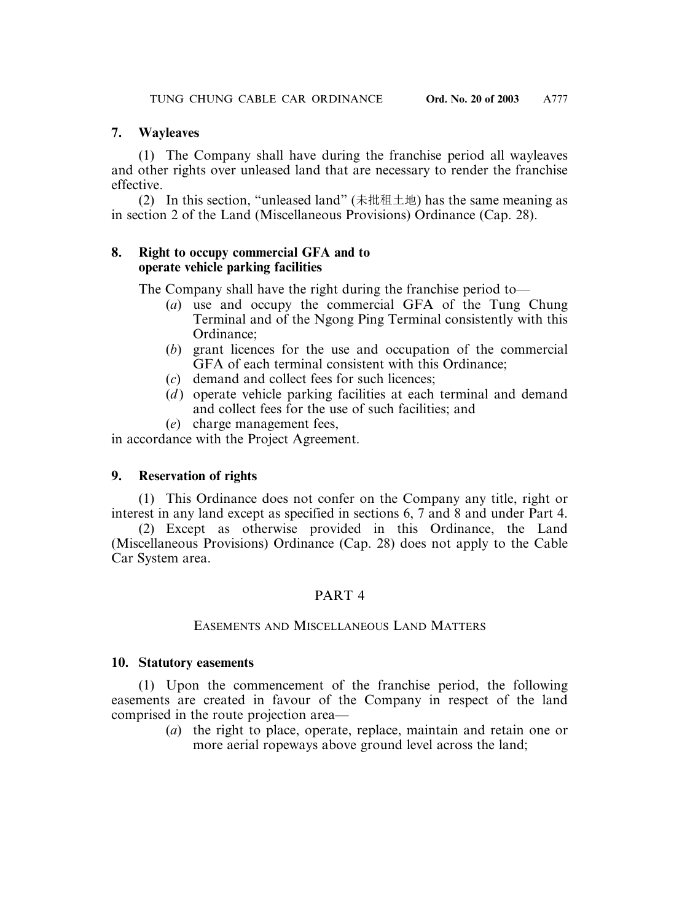### 7. Wayleaves

(1) The Company shall have during the franchise period all wayleaves and other rights over unleased land that are necessary to render the franchise effective.

(2) In this section, "unleased land" (未批租土地) has the same meaning as in section 2 of the Land (Miscellaneous Provisions) Ordinance (Cap. 28).

### 8. Right to occupy commercial GFA and to operate vehicle parking facilities

The Company shall have the right during the franchise period to—

- (*a*) use and occupy the commercial GFA of the Tung Chung Terminal and of the Ngong Ping Terminal consistently with this Ordinance;
- (*b*) grant licences for the use and occupation of the commercial GFA of each terminal consistent with this Ordinance;
- (*c*) demand and collect fees for such licences;
- (*d*) operate vehicle parking facilities at each terminal and demand and collect fees for the use of such facilities; and
- (*e*) charge management fees,

in accordance with the Project Agreement.

### 9. Reservation of rights

(1) This Ordinance does not confer on the Company any title, right or interest in any land except as specified in sections 6, 7 and 8 and under Part 4.

(2) Except as otherwise provided in this Ordinance, the Land (Miscellaneous Provisions) Ordinance (Cap. 28) does not apply to the Cable Car System area.

## PART 4

## EASEMENTS AND MISCELLANEOUS LAND MATTERS

### 10. Statutory easements

(1) Upon the commencement of the franchise period, the following easements are created in favour of the Company in respect of the land comprised in the route projection area—

- (*a*) the right to place, operate, replace, maintain and retain one or more aerial ropeways above ground level across the land;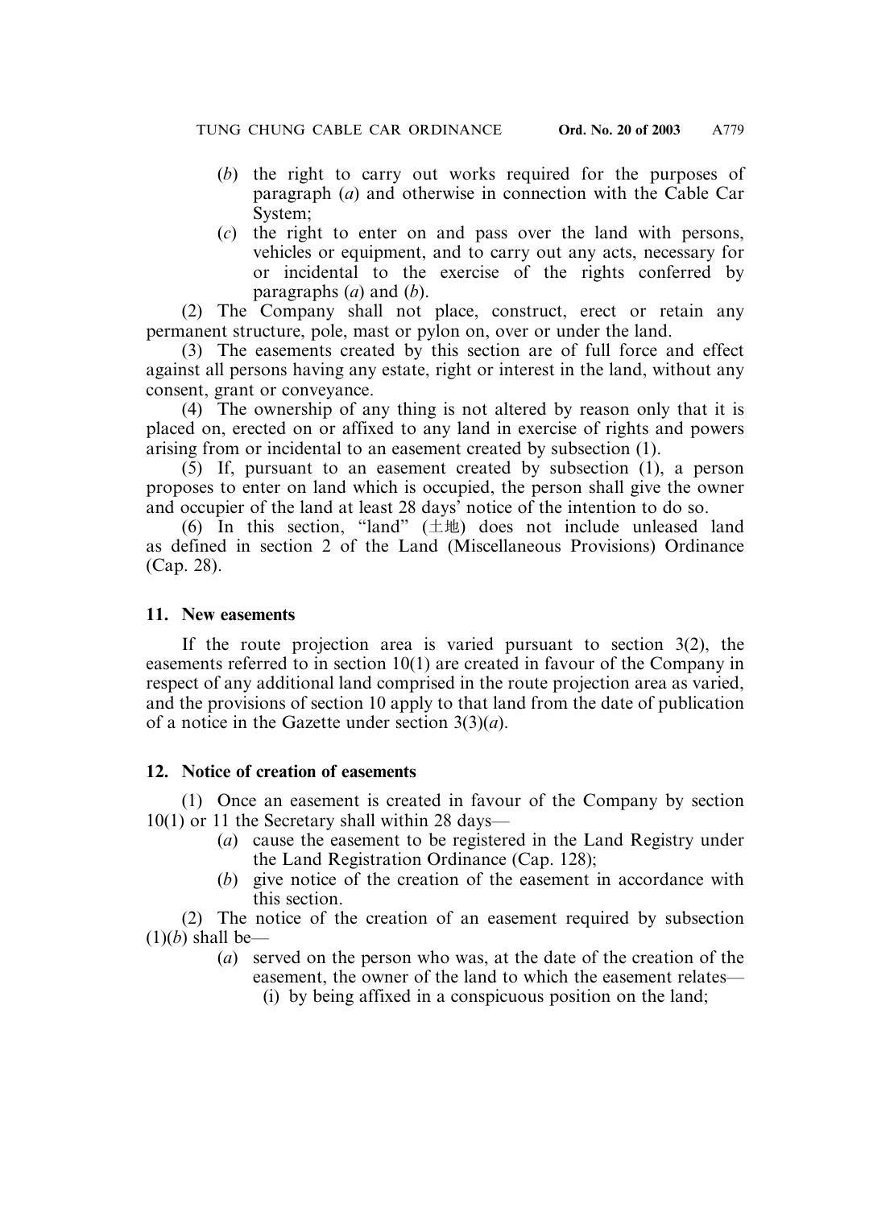(*b*) the right to carry out works required for the purposes of paragraph (*a*) and otherwise in connection with the Cable Car System;

(*c*) the right to enter on and pass over the land with persons, vehicles or equipment, and to carry out any acts, necessary for or incidental to the exercise of the rights conferred by paragraphs (*a*) and (*b*).

(2) The Company shall not place, construct, erect or retain any permanent structure, pole, mast or pylon on, over or under the land.

(3) The easements created by this section are of full force and effect against all persons having any estate, right or interest in the land, without any consent, grant or conveyance.

(4) The ownership of any thing is not altered by reason only that it is placed on, erected on or affixed to any land in exercise of rights and powers arising from or incidental to an easement created by subsection (1).

(5) If, pursuant to an easement created by subsection (1), a person proposes to enter on land which is occupied, the person shall give the owner and occupier of the land at least 28 days' notice of the intention to do so.

(6) In this section, "land" (土地) does not include unleased land as defined in section 2 of the Land (Miscellaneous Provisions) Ordinance (Cap. 28).

**11. New easements**

If the route projection area is varied pursuant to section 3(2), the easements referred to in section 10(1) are created in favour of the Company in respect of any additional land comprised in the route projection area as varied, and the provisions of section 10 apply to that land from the date of publication of a notice in the Gazette under section 3(3)(*a*).

**12. Notice of creation of easements**

(1) Once an easement is created in favour of the Company by section 10(1) or 11 the Secretary shall within 28 days—

(*a*) cause the easement to be registered in the Land Registry under the Land Registration Ordinance (Cap. 128);

(*b*) give notice of the creation of the easement in accordance with this section.

(2) The notice of the creation of an easement required by subsection (1)(*b*) shall be—

(*a*) served on the person who was, at the date of the creation of the easement, the owner of the land to which the easement relates—

(i) by being affixed in a conspicuous position on the land;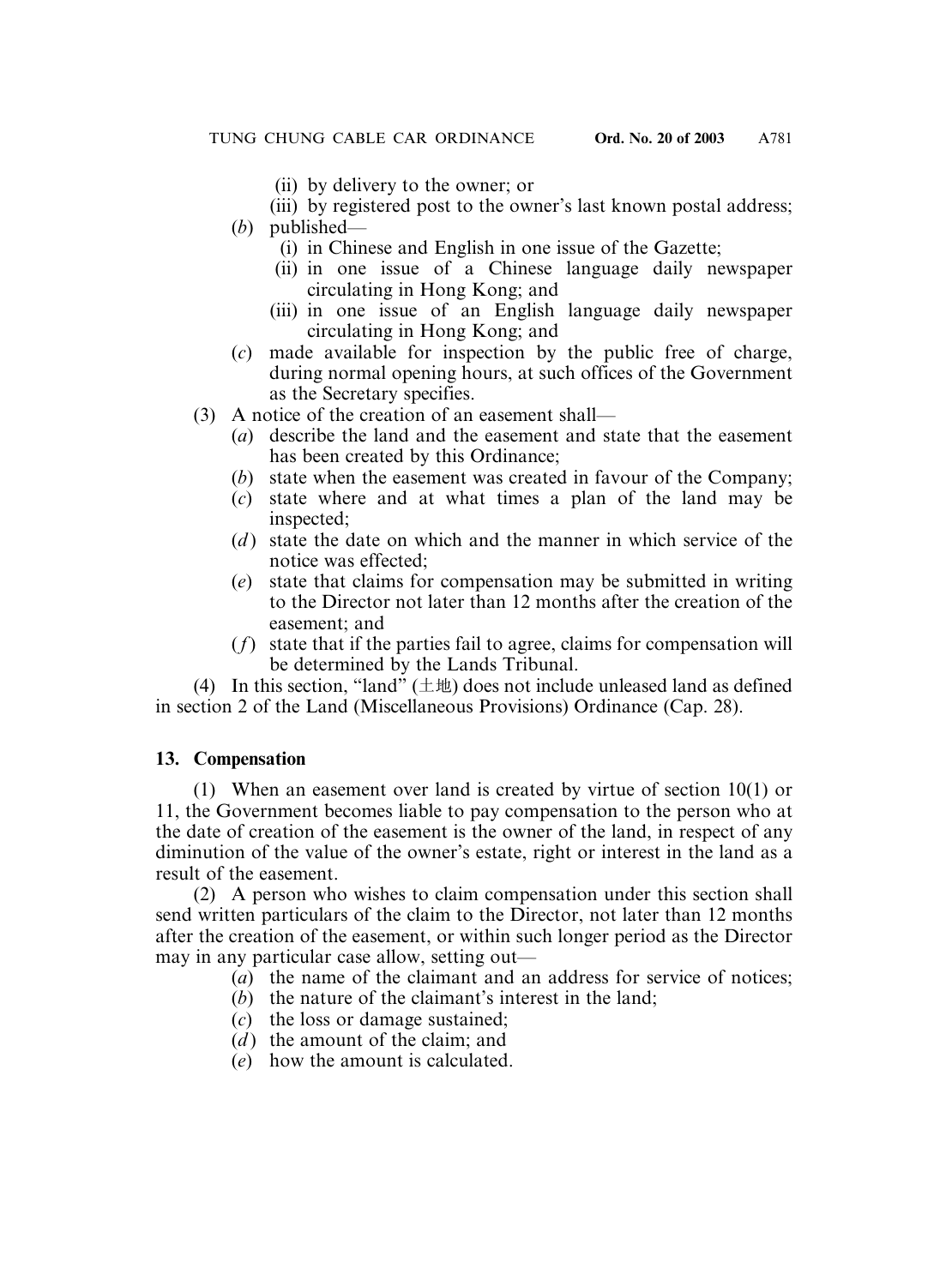(ii) by delivery to the owner; or

(iii) by registered post to the owner's last known postal address;

(*b*) published—

(i) in Chinese and English in one issue of the Gazette;

(ii) in one issue of a Chinese language daily newspaper circulating in Hong Kong; and

(iii) in one issue of an English language daily newspaper circulating in Hong Kong; and

(*c*) made available for inspection by the public free of charge, during normal opening hours, at such offices of the Government as the Secretary specifies.

(3) A notice of the creation of an easement shall—

(*a*) describe the land and the easement and state that the easement has been created by this Ordinance;

(*b*) state when the easement was created in favour of the Company;

(*c*) state where and at what times a plan of the land may be inspected;

(*d*) state the date on which and the manner in which service of the notice was effected;

(*e*) state that claims for compensation may be submitted in writing to the Director not later than 12 months after the creation of the easement; and

(*f*) state that if the parties fail to agree, claims for compensation will be determined by the Lands Tribunal.

(4) In this section, "land" (土地) does not include unleased land as defined in section 2 of the Land (Miscellaneous Provisions) Ordinance (Cap. 28).

**13. Compensation**

(1) When an easement over land is created by virtue of section 10(1) or 11, the Government becomes liable to pay compensation to the person who at the date of creation of the easement is the owner of the land, in respect of any diminution of the value of the owner's estate, right or interest in the land as a result of the easement.

(2) A person who wishes to claim compensation under this section shall send written particulars of the claim to the Director, not later than 12 months after the creation of the easement, or within such longer period as the Director may in any particular case allow, setting out—

(*a*) the name of the claimant and an address for service of notices;

(*b*) the nature of the claimant's interest in the land;

(*c*) the loss or damage sustained;

(*d*) the amount of the claim; and

(*e*) how the amount is calculated.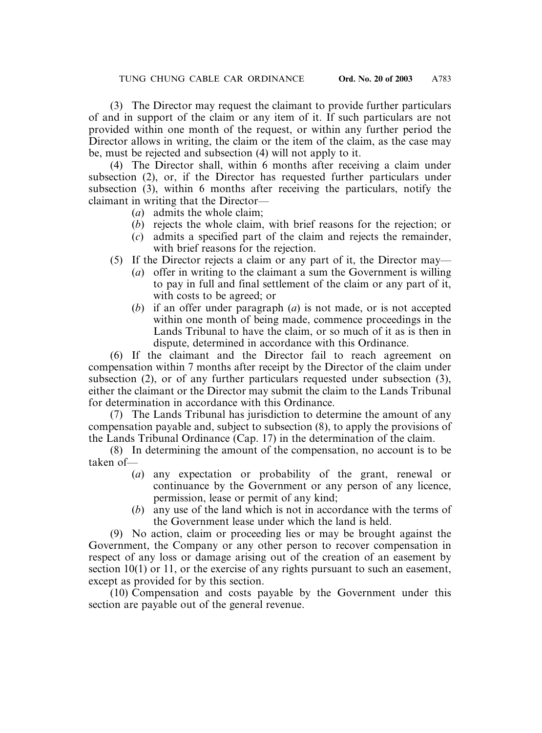(3) The Director may request the claimant to provide further particulars of and in support of the claim or any item of it. If such particulars are not provided within one month of the request, or within any further period the Director allows in writing, the claim or the item of the claim, as the case may be, must be rejected and subsection (4) will not apply to it.

(4) The Director shall, within 6 months after receiving a claim under subsection (2), or, if the Director has requested further particulars under subsection (3), within 6 months after receiving the particulars, notify the claimant in writing that the Director—

- (*a*) admits the whole claim;
- (*b*) rejects the whole claim, with brief reasons for the rejection; or
- (*c*) admits a specified part of the claim and rejects the remainder, with brief reasons for the rejection.

(5) If the Director rejects a claim or any part of it, the Director may—

- (*a*) offer in writing to the claimant a sum the Government is willing to pay in full and final settlement of the claim or any part of it, with costs to be agreed; or
- (*b*) if an offer under paragraph (*a*) is not made, or is not accepted within one month of being made, commence proceedings in the Lands Tribunal to have the claim, or so much of it as is then in dispute, determined in accordance with this Ordinance.

(6) If the claimant and the Director fail to reach agreement on compensation within 7 months after receipt by the Director of the claim under subsection (2), or of any further particulars requested under subsection (3), either the claimant or the Director may submit the claim to the Lands Tribunal for determination in accordance with this Ordinance.

(7) The Lands Tribunal has jurisdiction to determine the amount of any compensation payable and, subject to subsection (8), to apply the provisions of the Lands Tribunal Ordinance (Cap. 17) in the determination of the claim.

(8) In determining the amount of the compensation, no account is to be taken of—

- (*a*) any expectation or probability of the grant, renewal or continuance by the Government or any person of any licence, permission, lease or permit of any kind;
- (*b*) any use of the land which is not in accordance with the terms of the Government lease under which the land is held.

(9) No action, claim or proceeding lies or may be brought against the Government, the Company or any other person to recover compensation in respect of any loss or damage arising out of the creation of an easement by section 10(1) or 11, or the exercise of any rights pursuant to such an easement, except as provided for by this section.

(10) Compensation and costs payable by the Government under this section are payable out of the general revenue.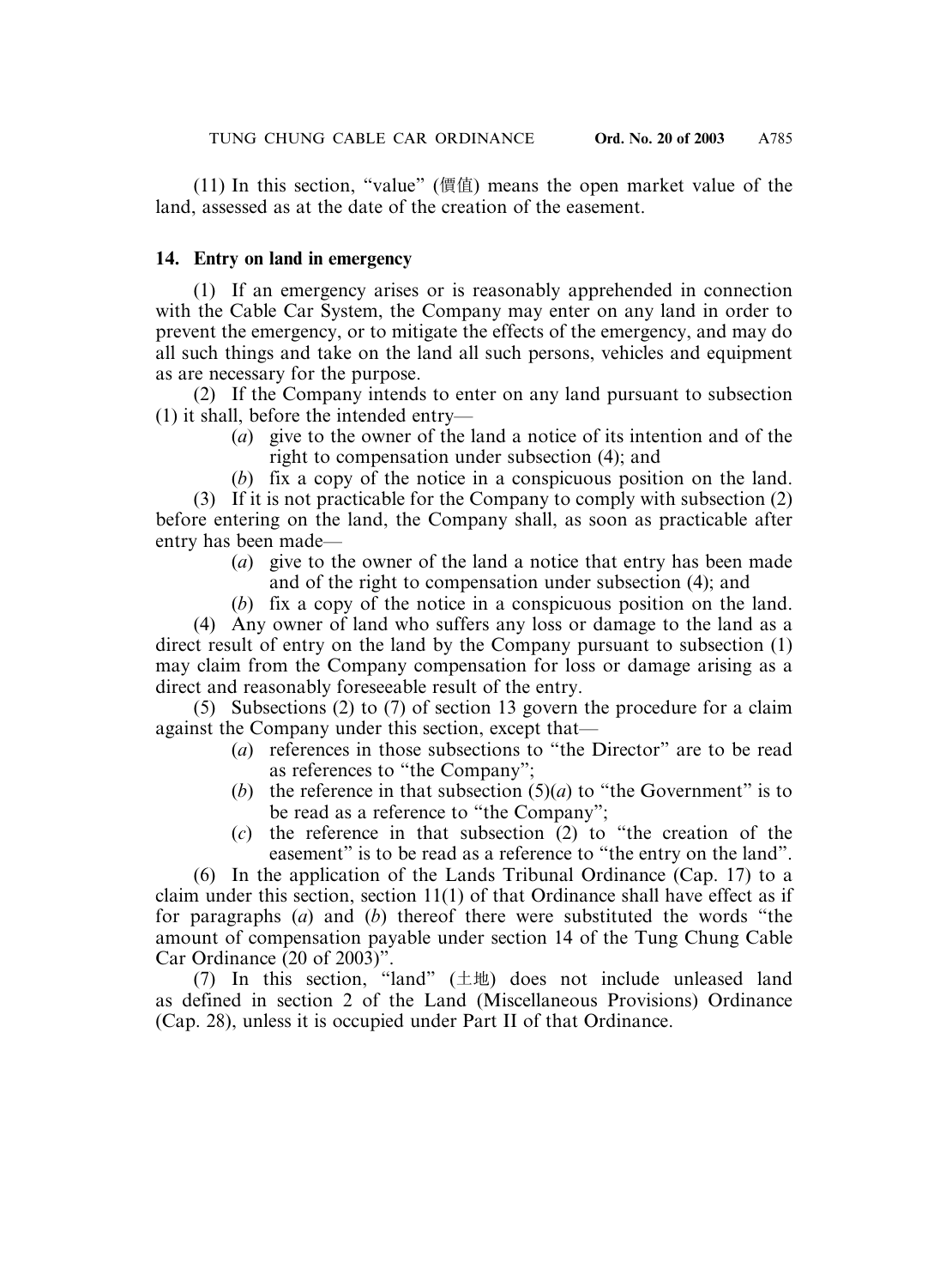(11) In this section, "value" (價值) means the open market value of the land, assessed as at the date of the creation of the easement.

### 14. Entry on land in emergency

(1) If an emergency arises or is reasonably apprehended in connection with the Cable Car System, the Company may enter on any land in order to prevent the emergency, or to mitigate the effects of the emergency, and may do all such things and take on the land all such persons, vehicles and equipment as are necessary for the purpose.

(2) If the Company intends to enter on any land pursuant to subsection (1) it shall, before the intended entry—

- (*a*) give to the owner of the land a notice of its intention and of the right to compensation under subsection (4); and
- (*b*) fix a copy of the notice in a conspicuous position on the land.

(3) If it is not practicable for the Company to comply with subsection (2) before entering on the land, the Company shall, as soon as practicable after entry has been made—

- (*a*) give to the owner of the land a notice that entry has been made and of the right to compensation under subsection (4); and
- (*b*) fix a copy of the notice in a conspicuous position on the land.

(4) Any owner of land who suffers any loss or damage to the land as a direct result of entry on the land by the Company pursuant to subsection (1) may claim from the Company compensation for loss or damage arising as a direct and reasonably foreseeable result of the entry.

(5) Subsections (2) to (7) of section 13 govern the procedure for a claim against the Company under this section, except that—

- (*a*) references in those subsections to "the Director" are to be read as references to "the Company";
- (*b*) the reference in that subsection (5)(*a*) to "the Government" is to be read as a reference to "the Company";
- (*c*) the reference in that subsection (2) to "the creation of the easement" is to be read as a reference to "the entry on the land".

(6) In the application of the Lands Tribunal Ordinance (Cap. 17) to a claim under this section, section 11(1) of that Ordinance shall have effect as if for paragraphs (*a*) and (*b*) thereof there were substituted the words "the amount of compensation payable under section 14 of the Tung Chung Cable Car Ordinance (20 of 2003)".

(7) In this section, "land" (土地) does not include unleased land as defined in section 2 of the Land (Miscellaneous Provisions) Ordinance (Cap. 28), unless it is occupied under Part II of that Ordinance.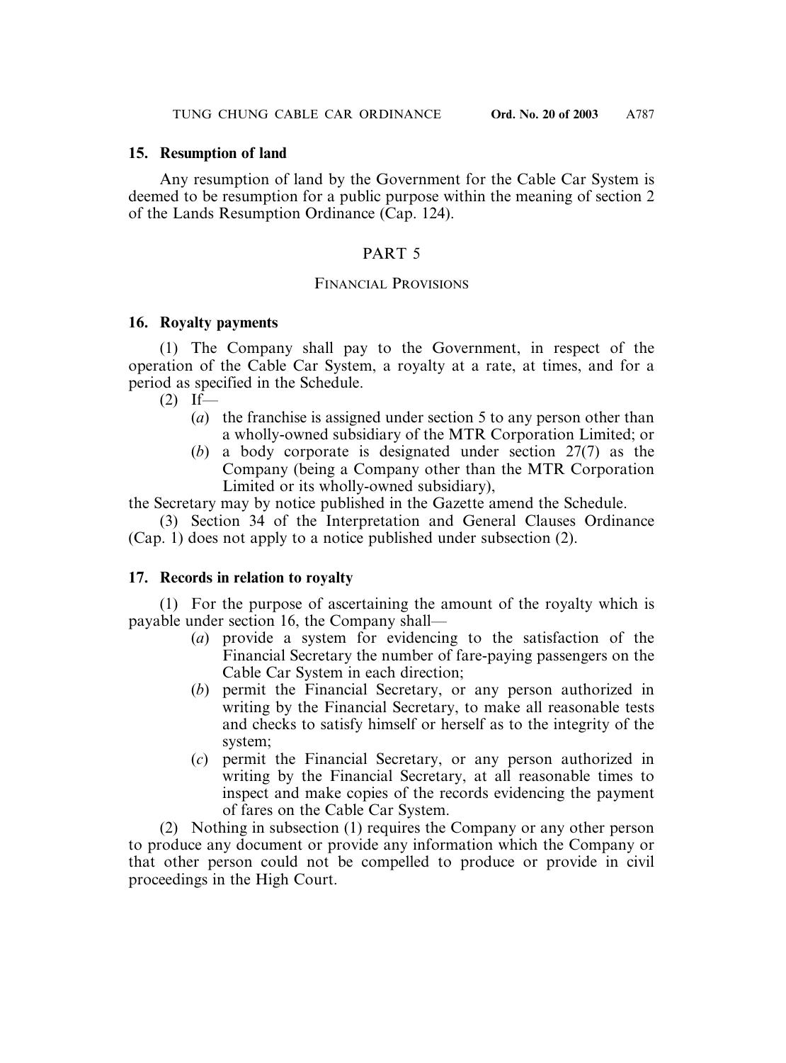### 15. Resumption of land

Any resumption of land by the Government for the Cable Car System is deemed to be resumption for a public purpose within the meaning of section 2 of the Lands Resumption Ordinance (Cap. 124).

## PART 5

## FINANCIAL PROVISIONS

### 16. Royalty payments

(1) The Company shall pay to the Government, in respect of the operation of the Cable Car System, a royalty at a rate, at times, and for a period as specified in the Schedule.

(2) If—

- (*a*) the franchise is assigned under section 5 to any person other than a wholly-owned subsidiary of the MTR Corporation Limited; or
- (*b*) a body corporate is designated under section 27(7) as the Company (being a Company other than the MTR Corporation Limited or its wholly-owned subsidiary),

the Secretary may by notice published in the Gazette amend the Schedule.

(3) Section 34 of the Interpretation and General Clauses Ordinance (Cap. 1) does not apply to a notice published under subsection (2).

### 17. Records in relation to royalty

(1) For the purpose of ascertaining the amount of the royalty which is payable under section 16, the Company shall—

- (*a*) provide a system for evidencing to the satisfaction of the Financial Secretary the number of fare-paying passengers on the Cable Car System in each direction;
- (*b*) permit the Financial Secretary, or any person authorized in writing by the Financial Secretary, to make all reasonable tests and checks to satisfy himself or herself as to the integrity of the system;
- (*c*) permit the Financial Secretary, or any person authorized in writing by the Financial Secretary, at all reasonable times to inspect and make copies of the records evidencing the payment of fares on the Cable Car System.

(2) Nothing in subsection (1) requires the Company or any other person to produce any document or provide any information which the Company or that other person could not be compelled to produce or provide in civil proceedings in the High Court.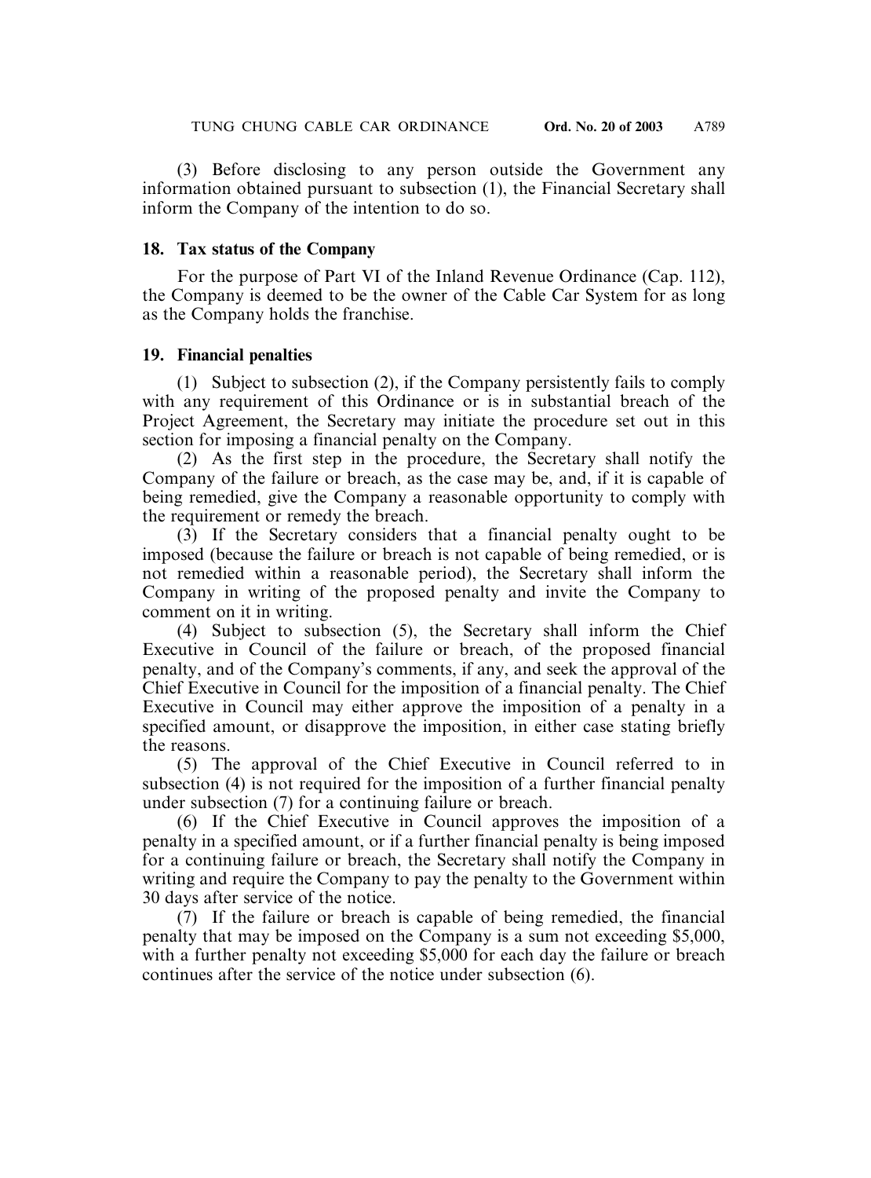(3) Before disclosing to any person outside the Government any information obtained pursuant to subsection (1), the Financial Secretary shall inform the Company of the intention to do so.

### 18. Tax status of the Company

For the purpose of Part VI of the Inland Revenue Ordinance (Cap. 112), the Company is deemed to be the owner of the Cable Car System for as long as the Company holds the franchise.

### 19. Financial penalties

(1) Subject to subsection (2), if the Company persistently fails to comply with any requirement of this Ordinance or is in substantial breach of the Project Agreement, the Secretary may initiate the procedure set out in this section for imposing a financial penalty on the Company.

(2) As the first step in the procedure, the Secretary shall notify the Company of the failure or breach, as the case may be, and, if it is capable of being remedied, give the Company a reasonable opportunity to comply with the requirement or remedy the breach.

(3) If the Secretary considers that a financial penalty ought to be imposed (because the failure or breach is not capable of being remedied, or is not remedied within a reasonable period), the Secretary shall inform the Company in writing of the proposed penalty and invite the Company to comment on it in writing.

(4) Subject to subsection (5), the Secretary shall inform the Chief Executive in Council of the failure or breach, of the proposed financial penalty, and of the Company's comments, if any, and seek the approval of the Chief Executive in Council for the imposition of a financial penalty. The Chief Executive in Council may either approve the imposition of a penalty in a specified amount, or disapprove the imposition, in either case stating briefly the reasons.

(5) The approval of the Chief Executive in Council referred to in subsection (4) is not required for the imposition of a further financial penalty under subsection (7) for a continuing failure or breach.

(6) If the Chief Executive in Council approves the imposition of a penalty in a specified amount, or if a further financial penalty is being imposed for a continuing failure or breach, the Secretary shall notify the Company in writing and require the Company to pay the penalty to the Government within 30 days after service of the notice.

(7) If the failure or breach is capable of being remedied, the financial penalty that may be imposed on the Company is a sum not exceeding $5,000, with a further penalty not exceeding $5,000 for each day the failure or breach continues after the service of the notice under subsection (6).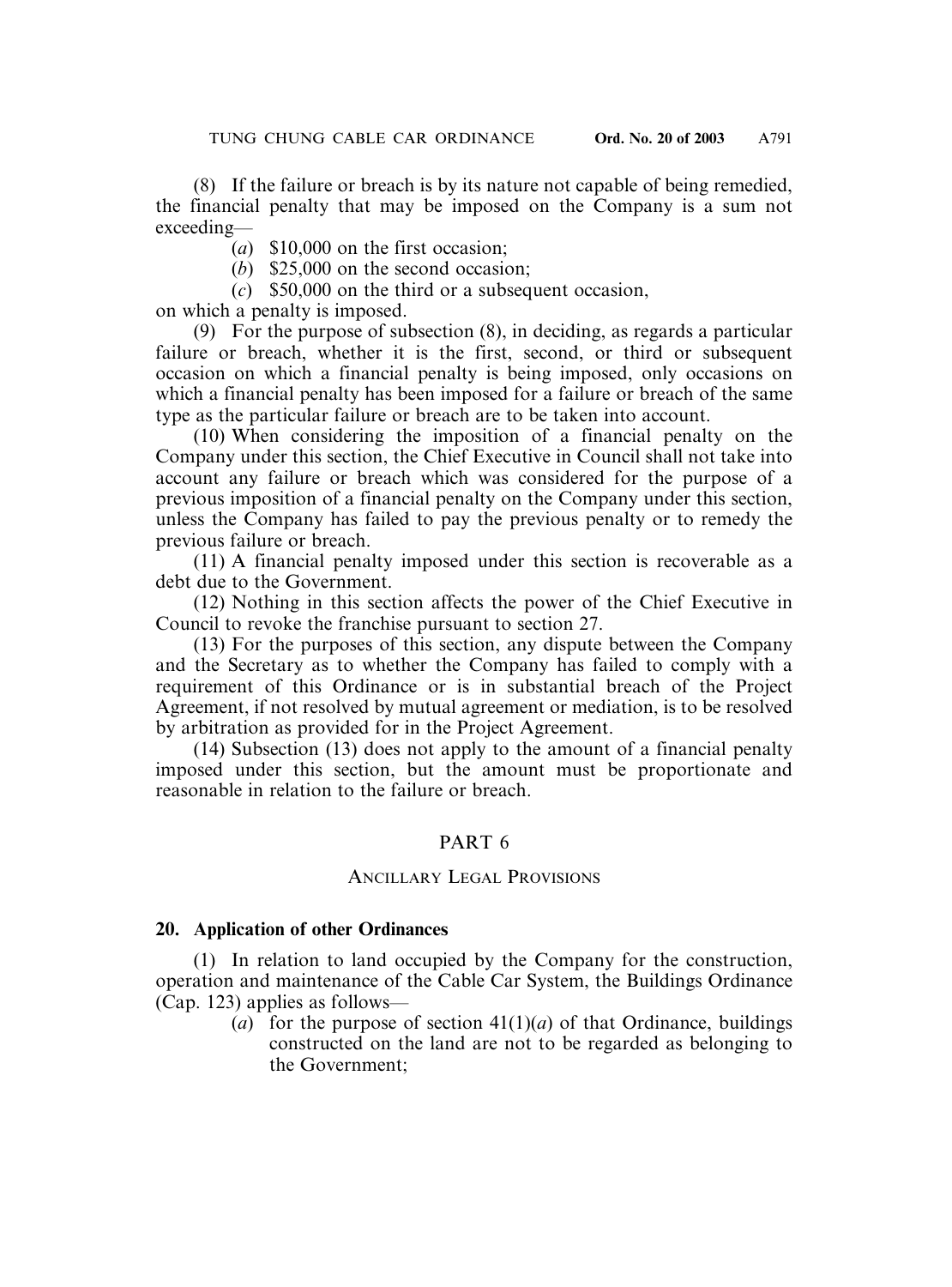(8) If the failure or breach is by its nature not capable of being remedied, the financial penalty that may be imposed on the Company is a sum not exceeding—

(*a*) $10,000 on the first occasion;

(*b*) $25,000 on the second occasion;

(*c*) $50,000 on the third or a subsequent occasion,

on which a penalty is imposed.

(9) For the purpose of subsection (8), in deciding, as regards a particular failure or breach, whether it is the first, second, or third or subsequent occasion on which a financial penalty is being imposed, only occasions on which a financial penalty has been imposed for a failure or breach of the same type as the particular failure or breach are to be taken into account.

(10) When considering the imposition of a financial penalty on the Company under this section, the Chief Executive in Council shall not take into account any failure or breach which was considered for the purpose of a previous imposition of a financial penalty on the Company under this section, unless the Company has failed to pay the previous penalty or to remedy the previous failure or breach.

(11) A financial penalty imposed under this section is recoverable as a debt due to the Government.

(12) Nothing in this section affects the power of the Chief Executive in Council to revoke the franchise pursuant to section 27.

(13) For the purposes of this section, any dispute between the Company and the Secretary as to whether the Company has failed to comply with a requirement of this Ordinance or is in substantial breach of the Project Agreement, if not resolved by mutual agreement or mediation, is to be resolved by arbitration as provided for in the Project Agreement.

(14) Subsection (13) does not apply to the amount of a financial penalty imposed under this section, but the amount must be proportionate and reasonable in relation to the failure or breach.

## PART 6

### ANCILLARY LEGAL PROVISIONS

**20. Application of other Ordinances**

(1) In relation to land occupied by the Company for the construction, operation and maintenance of the Cable Car System, the Buildings Ordinance (Cap. 123) applies as follows—

(*a*) for the purpose of section 41(1)(*a*) of that Ordinance, buildings constructed on the land are not to be regarded as belonging to the Government;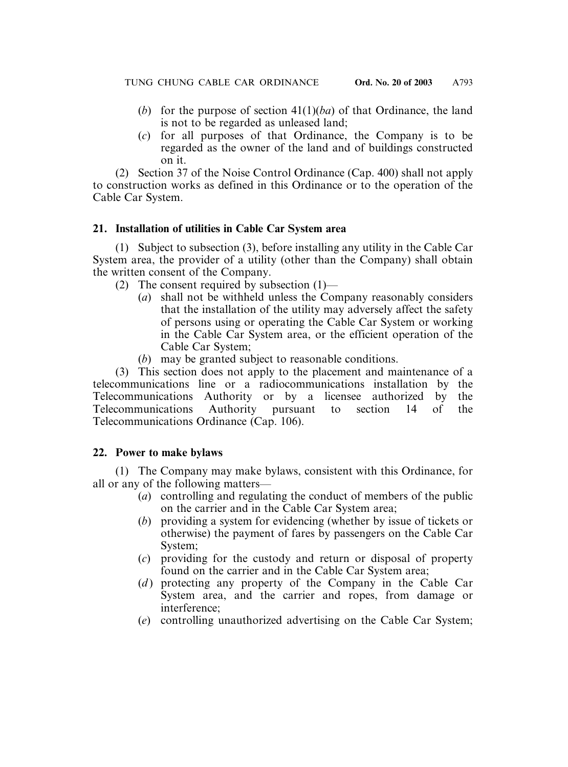(*b*) for the purpose of section 41(1)(*ba*) of that Ordinance, the land is not to be regarded as unleased land;

(*c*) for all purposes of that Ordinance, the Company is to be regarded as the owner of the land and of buildings constructed on it.

(2) Section 37 of the Noise Control Ordinance (Cap. 400) shall not apply to construction works as defined in this Ordinance or to the operation of the Cable Car System.

**21. Installation of utilities in Cable Car System area**

(1) Subject to subsection (3), before installing any utility in the Cable Car System area, the provider of a utility (other than the Company) shall obtain the written consent of the Company.

(2) The consent required by subsection (1)—

(*a*) shall not be withheld unless the Company reasonably considers that the installation of the utility may adversely affect the safety of persons using or operating the Cable Car System or working in the Cable Car System area, or the efficient operation of the Cable Car System;

(*b*) may be granted subject to reasonable conditions.

(3) This section does not apply to the placement and maintenance of a telecommunications line or a radiocommunications installation by the Telecommunications Authority or by a licensee authorized by the Telecommunications Authority pursuant to section 14 of the Telecommunications Ordinance (Cap. 106).

**22. Power to make bylaws**

(1) The Company may make bylaws, consistent with this Ordinance, for all or any of the following matters—

(*a*) controlling and regulating the conduct of members of the public on the carrier and in the Cable Car System area;

(*b*) providing a system for evidencing (whether by issue of tickets or otherwise) the payment of fares by passengers on the Cable Car System;

(*c*) providing for the custody and return or disposal of property found on the carrier and in the Cable Car System area;

(*d*) protecting any property of the Company in the Cable Car System area, and the carrier and ropes, from damage or interference;

(*e*) controlling unauthorized advertising on the Cable Car System;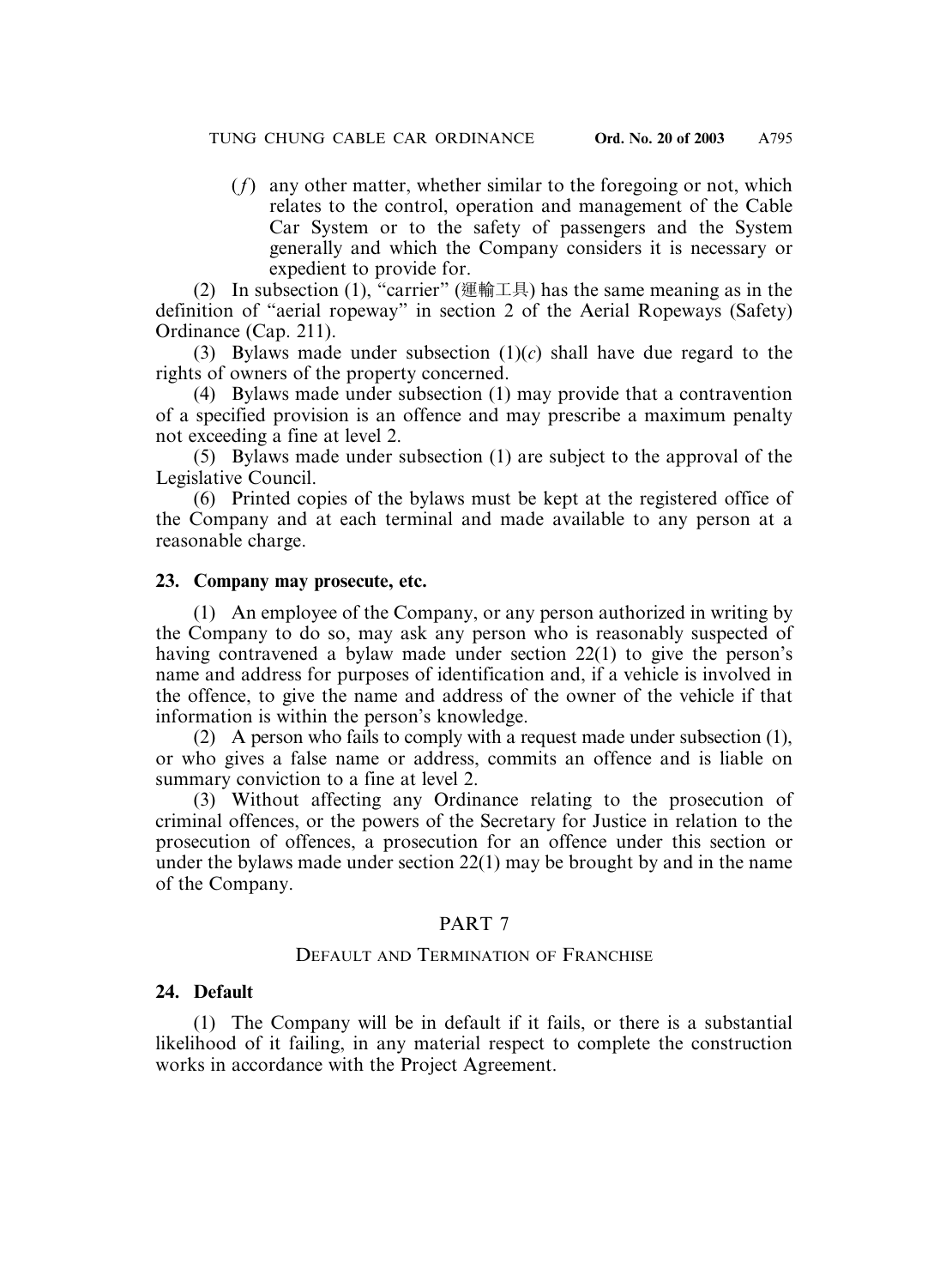(*f*) any other matter, whether similar to the foregoing or not, which relates to the control, operation and management of the Cable Car System or to the safety of passengers and the System generally and which the Company considers it is necessary or expedient to provide for.

(2) In subsection (1), "carrier" (運輸工具) has the same meaning as in the definition of "aerial ropeway" in section 2 of the Aerial Ropeways (Safety) Ordinance (Cap. 211).

(3) Bylaws made under subsection (1)(*c*) shall have due regard to the rights of owners of the property concerned.

(4) Bylaws made under subsection (1) may provide that a contravention of a specified provision is an offence and may prescribe a maximum penalty not exceeding a fine at level 2.

(5) Bylaws made under subsection (1) are subject to the approval of the Legislative Council.

(6) Printed copies of the bylaws must be kept at the registered office of the Company and at each terminal and made available to any person at a reasonable charge.

**23. Company may prosecute, etc.**

(1) An employee of the Company, or any person authorized in writing by the Company to do so, may ask any person who is reasonably suspected of having contravened a bylaw made under section 22(1) to give the person's name and address for purposes of identification and, if a vehicle is involved in the offence, to give the name and address of the owner of the vehicle if that information is within the person's knowledge.

(2) A person who fails to comply with a request made under subsection (1), or who gives a false name or address, commits an offence and is liable on summary conviction to a fine at level 2.

(3) Without affecting any Ordinance relating to the prosecution of criminal offences, or the powers of the Secretary for Justice in relation to the prosecution of offences, a prosecution for an offence under this section or under the bylaws made under section 22(1) may be brought by and in the name of the Company.

## PART 7

## DEFAULT AND TERMINATION OF FRANCHISE

**24. Default**

(1) The Company will be in default if it fails, or there is a substantial likelihood of it failing, in any material respect to complete the construction works in accordance with the Project Agreement.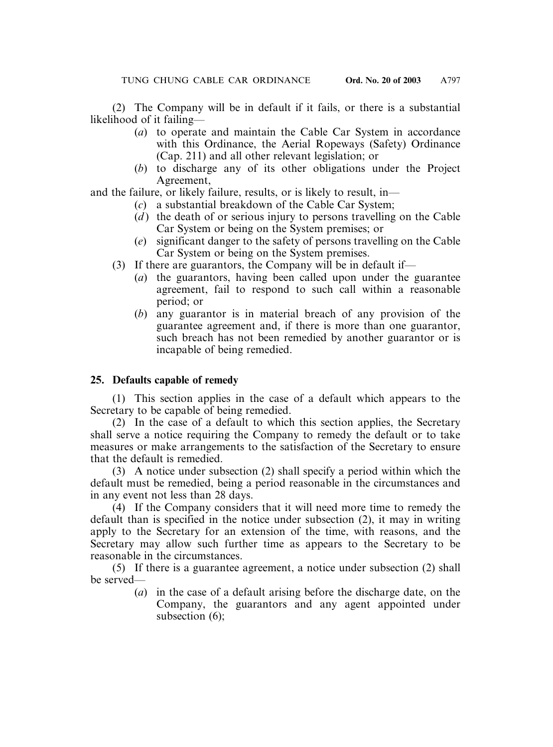(2) The Company will be in default if it fails, or there is a substantial likelihood of it failing—

(a) to operate and maintain the Cable Car System in accordance with this Ordinance, the Aerial Ropeways (Safety) Ordinance (Cap. 211) and all other relevant legislation; or

(b) to discharge any of its other obligations under the Project Agreement,

and the failure, or likely failure, results, or is likely to result, in—

(c) a substantial breakdown of the Cable Car System;

(d) the death of or serious injury to persons travelling on the Cable Car System or being on the System premises; or

(e) significant danger to the safety of persons travelling on the Cable Car System or being on the System premises.

(3) If there are guarantors, the Company will be in default if—

(a) the guarantors, having been called upon under the guarantee agreement, fail to respond to such call within a reasonable period; or

(b) any guarantor is in material breach of any provision of the guarantee agreement and, if there is more than one guarantor, such breach has not been remedied by another guarantor or is incapable of being remedied.

**25. Defaults capable of remedy**

(1) This section applies in the case of a default which appears to the Secretary to be capable of being remedied.

(2) In the case of a default to which this section applies, the Secretary shall serve a notice requiring the Company to remedy the default or to take measures or make arrangements to the satisfaction of the Secretary to ensure that the default is remedied.

(3) A notice under subsection (2) shall specify a period within which the default must be remedied, being a period reasonable in the circumstances and in any event not less than 28 days.

(4) If the Company considers that it will need more time to remedy the default than is specified in the notice under subsection (2), it may in writing apply to the Secretary for an extension of the time, with reasons, and the Secretary may allow such further time as appears to the Secretary to be reasonable in the circumstances.

(5) If there is a guarantee agreement, a notice under subsection (2) shall be served—

(a) in the case of a default arising before the discharge date, on the Company, the guarantors and any agent appointed under subsection (6);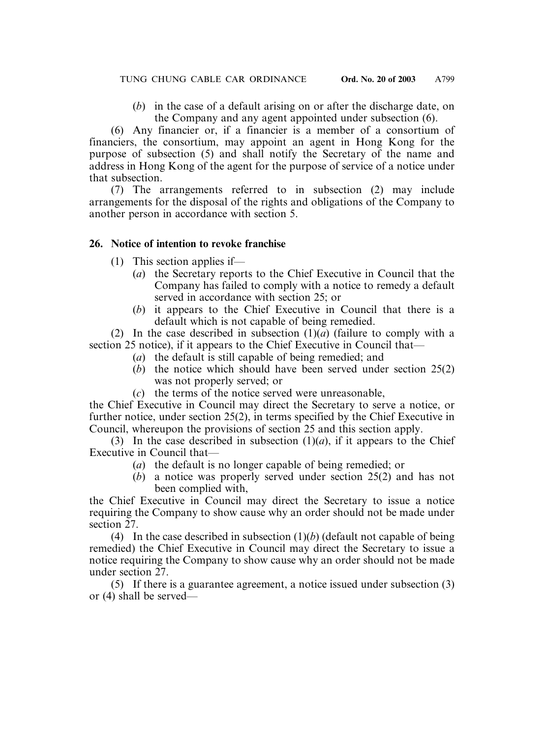(*b*) in the case of a default arising on or after the discharge date, on the Company and any agent appointed under subsection (6).

(6) Any financier or, if a financier is a member of a consortium of financiers, the consortium, may appoint an agent in Hong Kong for the purpose of subsection (5) and shall notify the Secretary of the name and address in Hong Kong of the agent for the purpose of service of a notice under that subsection.

(7) The arrangements referred to in subsection (2) may include arrangements for the disposal of the rights and obligations of the Company to another person in accordance with section 5.

**26. Notice of intention to revoke franchise**

(1) This section applies if—

(*a*) the Secretary reports to the Chief Executive in Council that the Company has failed to comply with a notice to remedy a default served in accordance with section 25; or

(*b*) it appears to the Chief Executive in Council that there is a default which is not capable of being remedied.

(2) In the case described in subsection (1)(*a*) (failure to comply with a section 25 notice), if it appears to the Chief Executive in Council that—

(*a*) the default is still capable of being remedied; and

(*b*) the notice which should have been served under section 25(2) was not properly served; or

(*c*) the terms of the notice served were unreasonable,

the Chief Executive in Council may direct the Secretary to serve a notice, or further notice, under section 25(2), in terms specified by the Chief Executive in Council, whereupon the provisions of section 25 and this section apply.

(3) In the case described in subsection (1)(*a*), if it appears to the Chief Executive in Council that—

(*a*) the default is no longer capable of being remedied; or

(*b*) a notice was properly served under section 25(2) and has not been complied with,

the Chief Executive in Council may direct the Secretary to issue a notice requiring the Company to show cause why an order should not be made under section 27.

(4) In the case described in subsection (1)(*b*) (default not capable of being remedied) the Chief Executive in Council may direct the Secretary to issue a notice requiring the Company to show cause why an order should not be made under section 27.

(5) If there is a guarantee agreement, a notice issued under subsection (3) or (4) shall be served—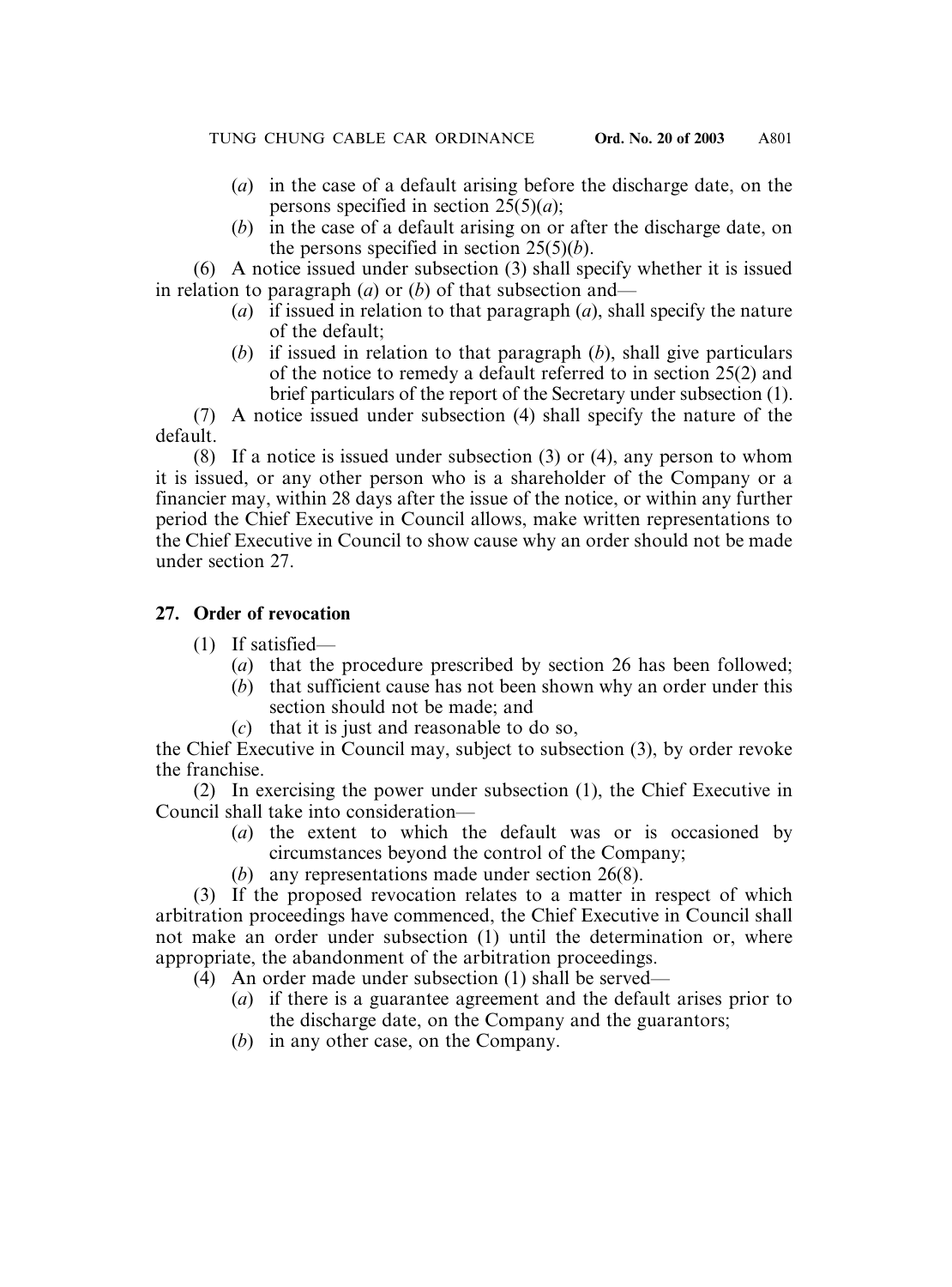(*a*) in the case of a default arising before the discharge date, on the persons specified in section 25(5)(*a*);

(*b*) in the case of a default arising on or after the discharge date, on the persons specified in section 25(5)(*b*).

(6) A notice issued under subsection (3) shall specify whether it is issued in relation to paragraph (*a*) or (*b*) of that subsection and—

(*a*) if issued in relation to that paragraph (*a*), shall specify the nature of the default;

(*b*) if issued in relation to that paragraph (*b*), shall give particulars of the notice to remedy a default referred to in section 25(2) and brief particulars of the report of the Secretary under subsection (1).

(7) A notice issued under subsection (4) shall specify the nature of the default.

(8) If a notice is issued under subsection (3) or (4), any person to whom it is issued, or any other person who is a shareholder of the Company or a financier may, within 28 days after the issue of the notice, or within any further period the Chief Executive in Council allows, make written representations to the Chief Executive in Council to show cause why an order should not be made under section 27.

**27. Order of revocation**

(1) If satisfied—

(*a*) that the procedure prescribed by section 26 has been followed;

(*b*) that sufficient cause has not been shown why an order under this section should not be made; and

(*c*) that it is just and reasonable to do so,

the Chief Executive in Council may, subject to subsection (3), by order revoke the franchise.

(2) In exercising the power under subsection (1), the Chief Executive in Council shall take into consideration—

(*a*) the extent to which the default was or is occasioned by circumstances beyond the control of the Company;

(*b*) any representations made under section 26(8).

(3) If the proposed revocation relates to a matter in respect of which arbitration proceedings have commenced, the Chief Executive in Council shall not make an order under subsection (1) until the determination or, where appropriate, the abandonment of the arbitration proceedings.

(4) An order made under subsection (1) shall be served—

(*a*) if there is a guarantee agreement and the default arises prior to the discharge date, on the Company and the guarantors;

(*b*) in any other case, on the Company.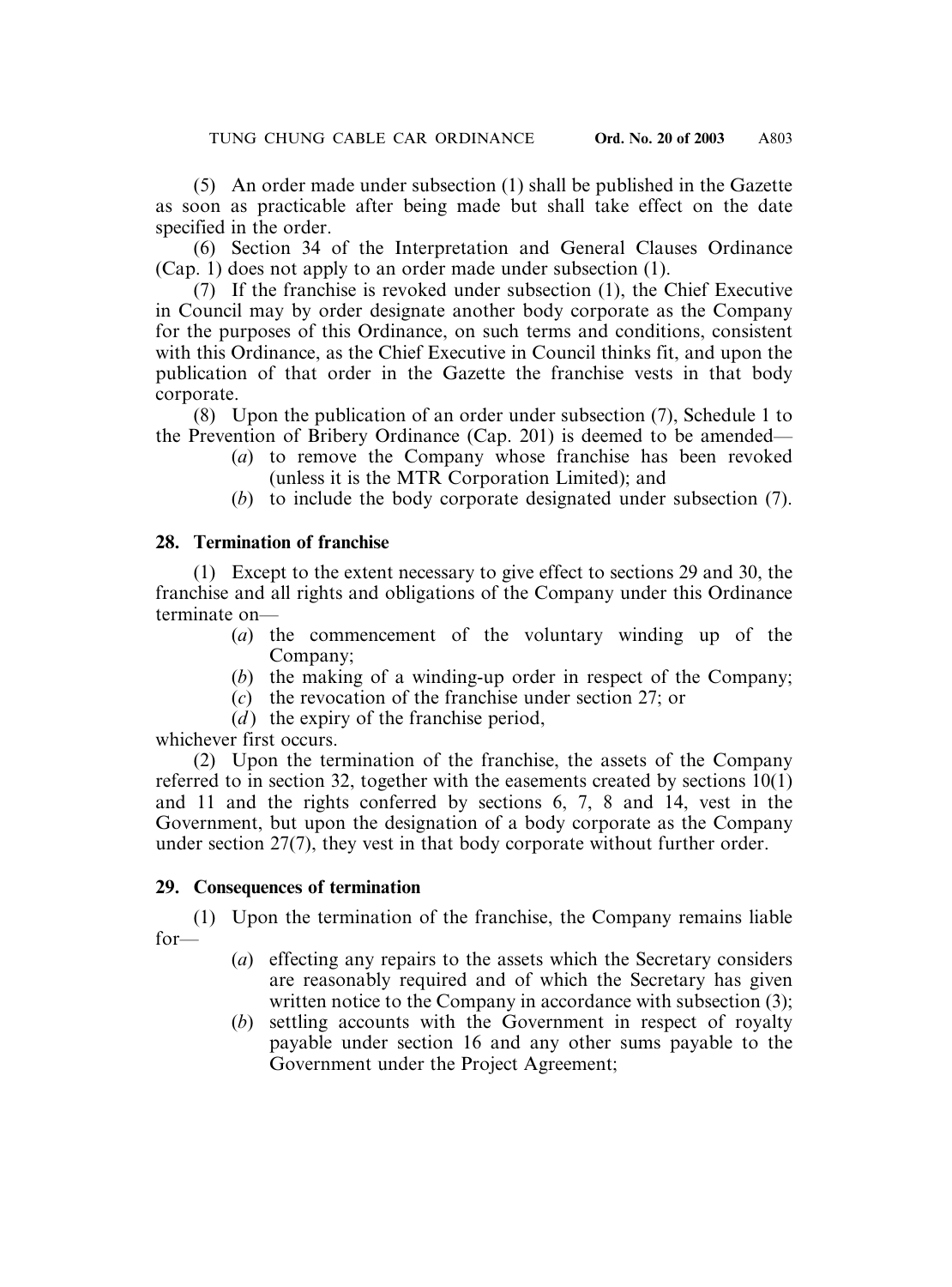(5) An order made under subsection (1) shall be published in the Gazette as soon as practicable after being made but shall take effect on the date specified in the order.

(6) Section 34 of the Interpretation and General Clauses Ordinance (Cap. 1) does not apply to an order made under subsection (1).

(7) If the franchise is revoked under subsection (1), the Chief Executive in Council may by order designate another body corporate as the Company for the purposes of this Ordinance, on such terms and conditions, consistent with this Ordinance, as the Chief Executive in Council thinks fit, and upon the publication of that order in the Gazette the franchise vests in that body corporate.

(8) Upon the publication of an order under subsection (7), Schedule 1 to the Prevention of Bribery Ordinance (Cap. 201) is deemed to be amended—

- (*a*) to remove the Company whose franchise has been revoked (unless it is the MTR Corporation Limited); and
- (*b*) to include the body corporate designated under subsection (7).

**28. Termination of franchise**

(1) Except to the extent necessary to give effect to sections 29 and 30, the franchise and all rights and obligations of the Company under this Ordinance terminate on—

- (*a*) the commencement of the voluntary winding up of the Company;
- (*b*) the making of a winding-up order in respect of the Company;
- (*c*) the revocation of the franchise under section 27; or
- (*d*) the expiry of the franchise period,

whichever first occurs.

(2) Upon the termination of the franchise, the assets of the Company referred to in section 32, together with the easements created by sections 10(1) and 11 and the rights conferred by sections 6, 7, 8 and 14, vest in the Government, but upon the designation of a body corporate as the Company under section 27(7), they vest in that body corporate without further order.

**29. Consequences of termination**

(1) Upon the termination of the franchise, the Company remains liable for—

- (*a*) effecting any repairs to the assets which the Secretary considers are reasonably required and of which the Secretary has given written notice to the Company in accordance with subsection (3);
- (*b*) settling accounts with the Government in respect of royalty payable under section 16 and any other sums payable to the Government under the Project Agreement;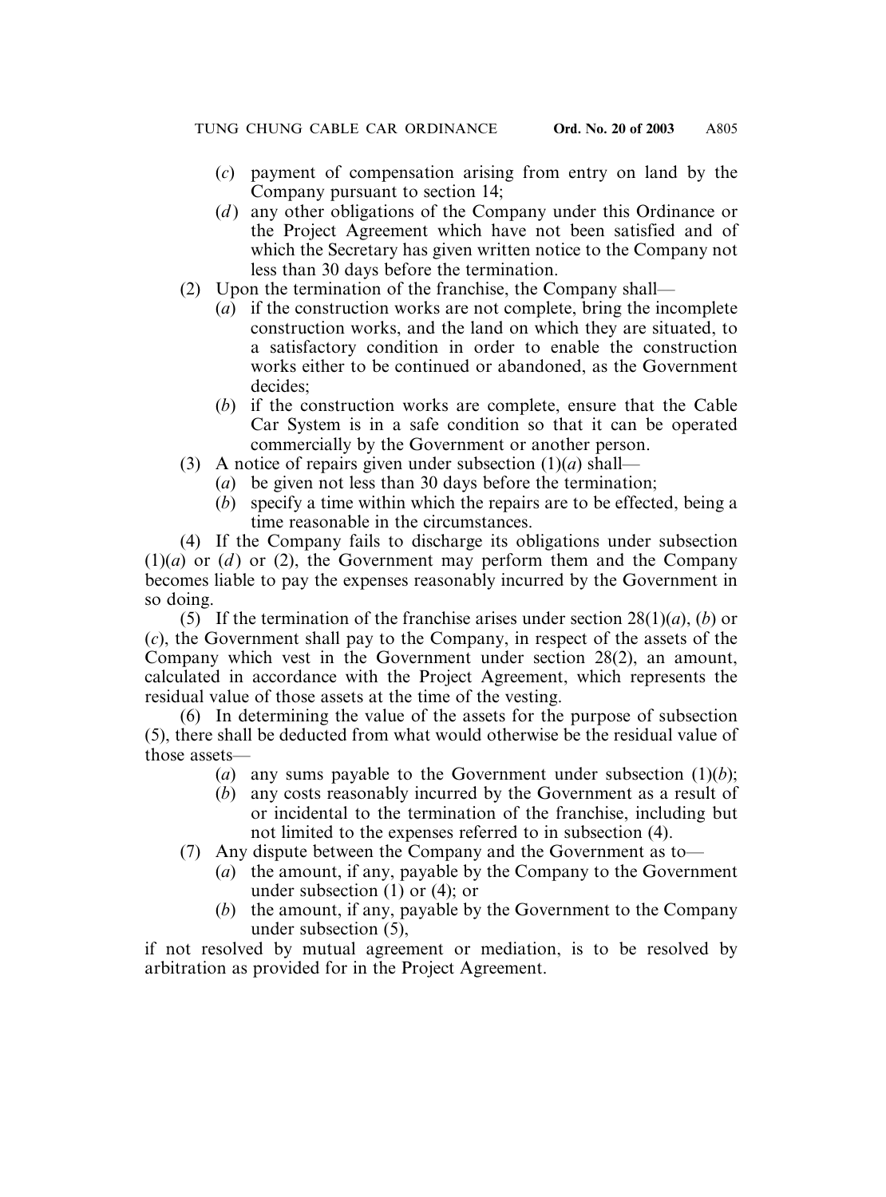(*c*) payment of compensation arising from entry on land by the Company pursuant to section 14;

(*d*) any other obligations of the Company under this Ordinance or the Project Agreement which have not been satisfied and of which the Secretary has given written notice to the Company not less than 30 days before the termination.

(2) Upon the termination of the franchise, the Company shall—

(*a*) if the construction works are not complete, bring the incomplete construction works, and the land on which they are situated, to a satisfactory condition in order to enable the construction works either to be continued or abandoned, as the Government decides;

(*b*) if the construction works are complete, ensure that the Cable Car System is in a safe condition so that it can be operated commercially by the Government or another person.

(3) A notice of repairs given under subsection (1)(*a*) shall—

(*a*) be given not less than 30 days before the termination;

(*b*) specify a time within which the repairs are to be effected, being a time reasonable in the circumstances.

(4) If the Company fails to discharge its obligations under subsection (1)(*a*) or (*d*) or (2), the Government may perform them and the Company becomes liable to pay the expenses reasonably incurred by the Government in so doing.

(5) If the termination of the franchise arises under section 28(1)(*a*), (*b*) or (*c*), the Government shall pay to the Company, in respect of the assets of the Company which vest in the Government under section 28(2), an amount, calculated in accordance with the Project Agreement, which represents the residual value of those assets at the time of the vesting.

(6) In determining the value of the assets for the purpose of subsection (5), there shall be deducted from what would otherwise be the residual value of those assets—

(*a*) any sums payable to the Government under subsection (1)(*b*);

(*b*) any costs reasonably incurred by the Government as a result of or incidental to the termination of the franchise, including but not limited to the expenses referred to in subsection (4).

(7) Any dispute between the Company and the Government as to—

(*a*) the amount, if any, payable by the Company to the Government under subsection (1) or (4); or

(*b*) the amount, if any, payable by the Government to the Company under subsection (5),

if not resolved by mutual agreement or mediation, is to be resolved by arbitration as provided for in the Project Agreement.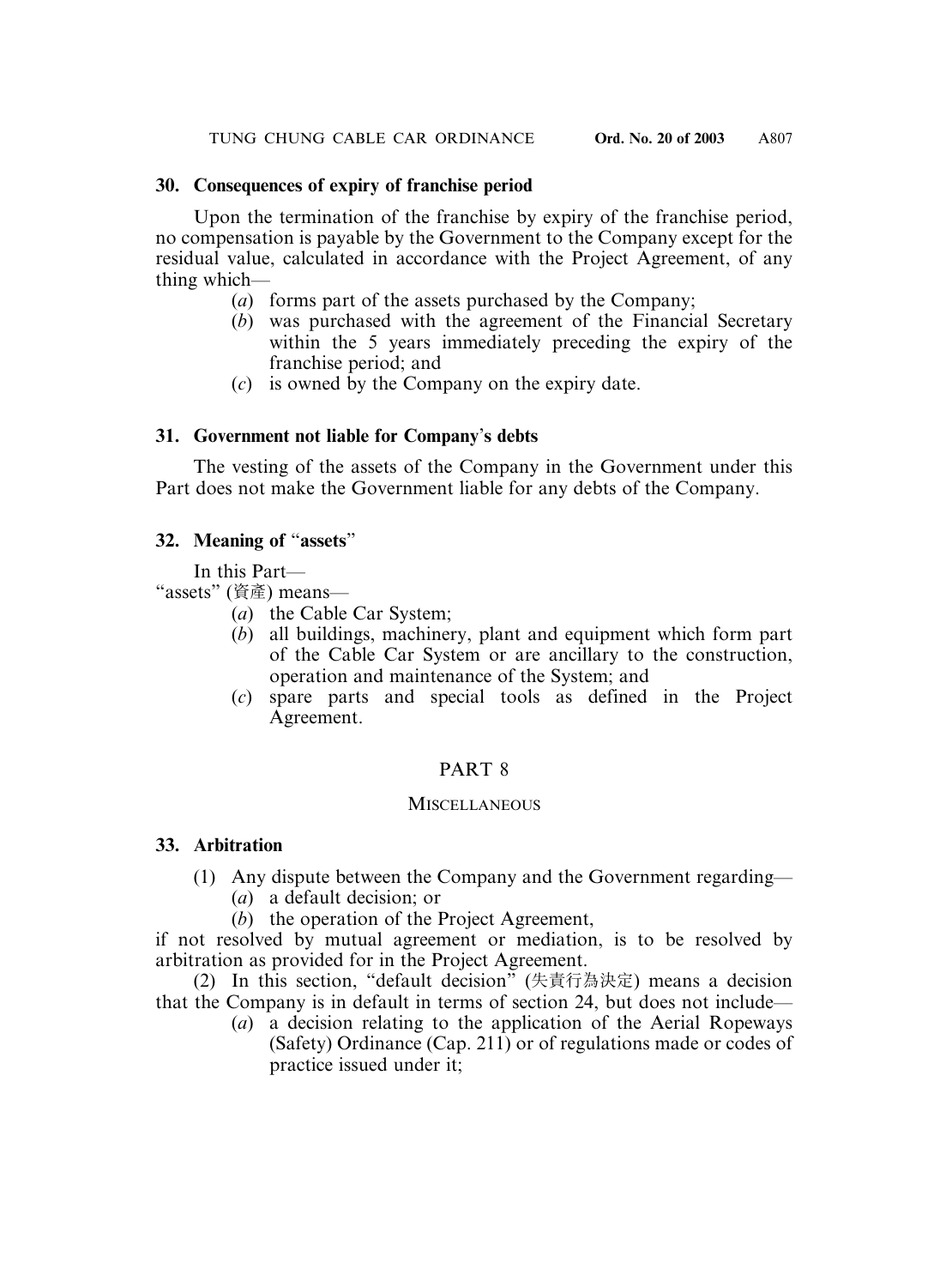**30. Consequences of expiry of franchise period**

Upon the termination of the franchise by expiry of the franchise period, no compensation is payable by the Government to the Company except for the residual value, calculated in accordance with the Project Agreement, of any thing which—

(*a*) forms part of the assets purchased by the Company;

(*b*) was purchased with the agreement of the Financial Secretary within the 5 years immediately preceding the expiry of the franchise period; and

(*c*) is owned by the Company on the expiry date.

**31. Government not liable for Company's debts**

The vesting of the assets of the Company in the Government under this Part does not make the Government liable for any debts of the Company.

**32. Meaning of "assets"**

In this Part—

"assets" (資產) means—

(*a*) the Cable Car System;

(*b*) all buildings, machinery, plant and equipment which form part of the Cable Car System or are ancillary to the construction, operation and maintenance of the System; and

(*c*) spare parts and special tools as defined in the Project Agreement.

## PART 8

### MISCELLANEOUS

**33. Arbitration**

(1) Any dispute between the Company and the Government regarding—

(*a*) a default decision; or

(*b*) the operation of the Project Agreement,

if not resolved by mutual agreement or mediation, is to be resolved by arbitration as provided for in the Project Agreement.

(2) In this section, "default decision" (失責行為決定) means a decision that the Company is in default in terms of section 24, but does not include—

(*a*) a decision relating to the application of the Aerial Ropeways (Safety) Ordinance (Cap. 211) or of regulations made or codes of practice issued under it;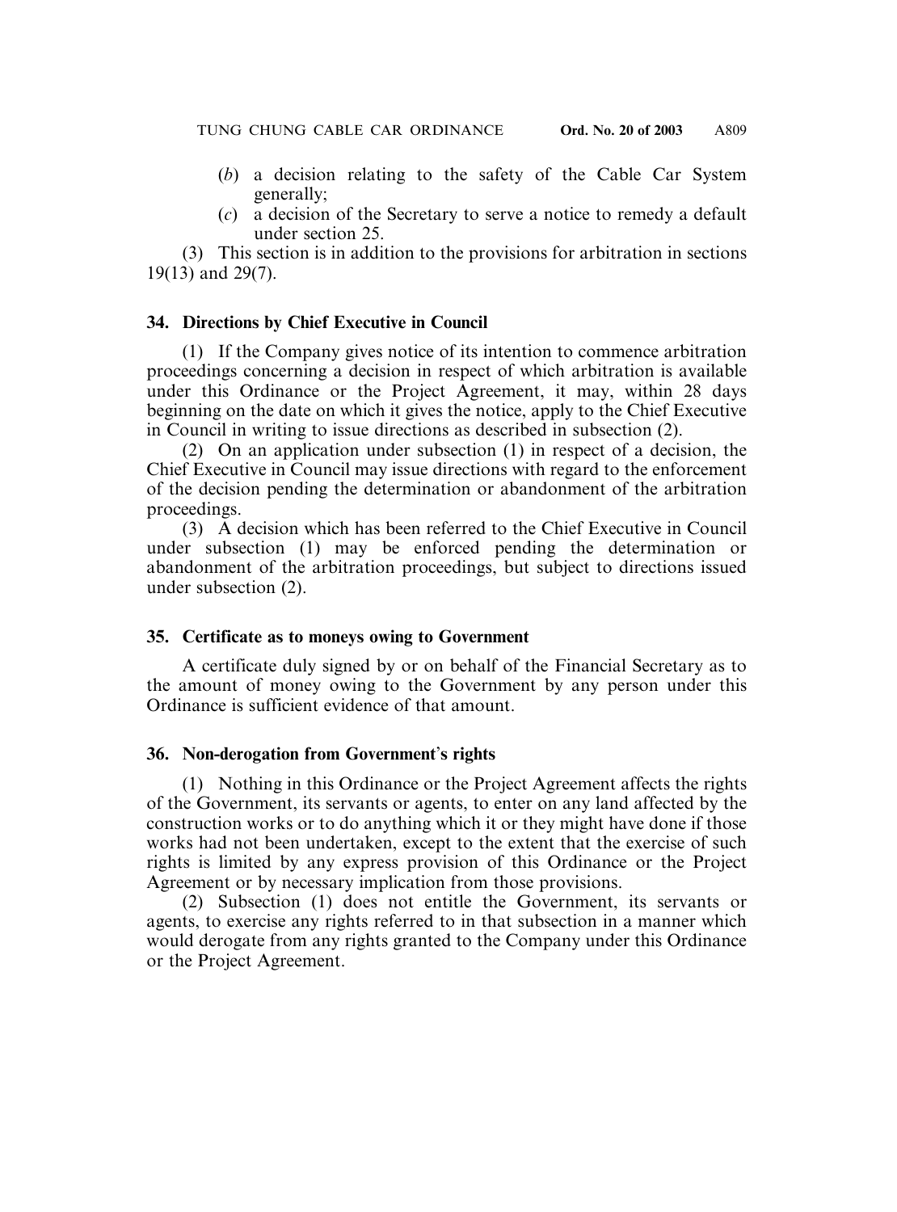(*b*) a decision relating to the safety of the Cable Car System generally;

(*c*) a decision of the Secretary to serve a notice to remedy a default under section 25.

(3) This section is in addition to the provisions for arbitration in sections 19(13) and 29(7).

**34. Directions by Chief Executive in Council**

(1) If the Company gives notice of its intention to commence arbitration proceedings concerning a decision in respect of which arbitration is available under this Ordinance or the Project Agreement, it may, within 28 days beginning on the date on which it gives the notice, apply to the Chief Executive in Council in writing to issue directions as described in subsection (2).

(2) On an application under subsection (1) in respect of a decision, the Chief Executive in Council may issue directions with regard to the enforcement of the decision pending the determination or abandonment of the arbitration proceedings.

(3) A decision which has been referred to the Chief Executive in Council under subsection (1) may be enforced pending the determination or abandonment of the arbitration proceedings, but subject to directions issued under subsection (2).

**35. Certificate as to moneys owing to Government**

A certificate duly signed by or on behalf of the Financial Secretary as to the amount of money owing to the Government by any person under this Ordinance is sufficient evidence of that amount.

**36. Non-derogation from Government's rights**

(1) Nothing in this Ordinance or the Project Agreement affects the rights of the Government, its servants or agents, to enter on any land affected by the construction works or to do anything which it or they might have done if those works had not been undertaken, except to the extent that the exercise of such rights is limited by any express provision of this Ordinance or the Project Agreement or by necessary implication from those provisions.

(2) Subsection (1) does not entitle the Government, its servants or agents, to exercise any rights referred to in that subsection in a manner which would derogate from any rights granted to the Company under this Ordinance or the Project Agreement.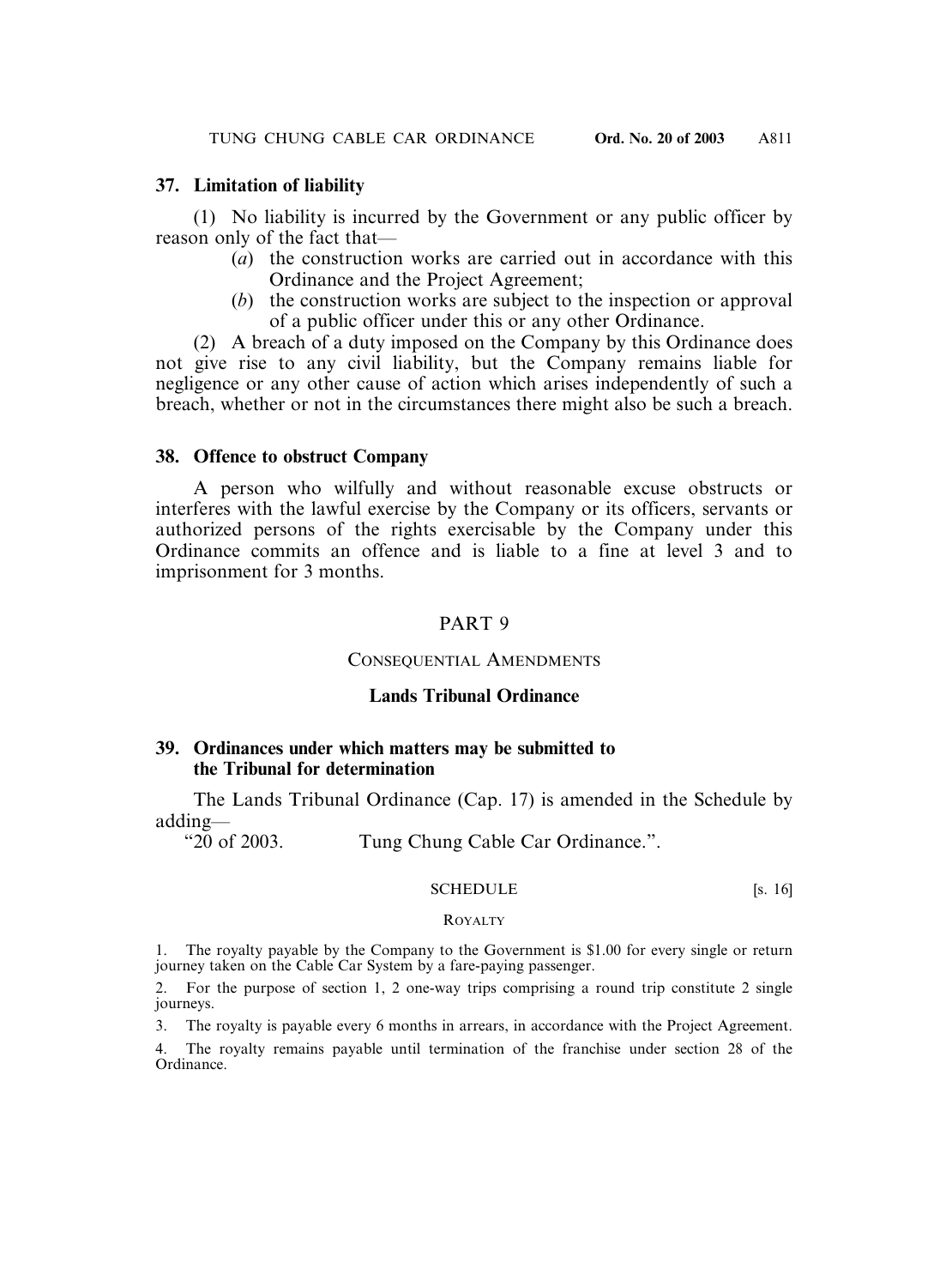### 37. Limitation of liability

(1) No liability is incurred by the Government or any public officer by reason only of the fact that—

- (*a*) the construction works are carried out in accordance with this Ordinance and the Project Agreement;
- (*b*) the construction works are subject to the inspection or approval of a public officer under this or any other Ordinance.

(2) A breach of a duty imposed on the Company by this Ordinance does not give rise to any civil liability, but the Company remains liable for negligence or any other cause of action which arises independently of such a breach, whether or not in the circumstances there might also be such a breach.

### 38. Offence to obstruct Company

A person who wilfully and without reasonable excuse obstructs or interferes with the lawful exercise by the Company or its officers, servants or authorized persons of the rights exercisable by the Company under this Ordinance commits an offence and is liable to a fine at level 3 and to imprisonment for 3 months.

## PART 9

## CONSEQUENTIAL AMENDMENTS

### Lands Tribunal Ordinance

### 39. Ordinances under which matters may be submitted to the Tribunal for determination

The Lands Tribunal Ordinance (Cap. 17) is amended in the Schedule by adding—

"20 of 2003. Tung Chung Cable Car Ordinance.".

## SCHEDULE [s. 16]

ROYALTY

1. The royalty payable by the Company to the Government is $1.00 for every single or return journey taken on the Cable Car System by a fare-paying passenger.

2. For the purpose of section 1, 2 one-way trips comprising a round trip constitute 2 single journeys.

3. The royalty is payable every 6 months in arrears, in accordance with the Project Agreement.

4. The royalty remains payable until termination of the franchise under section 28 of the Ordinance.